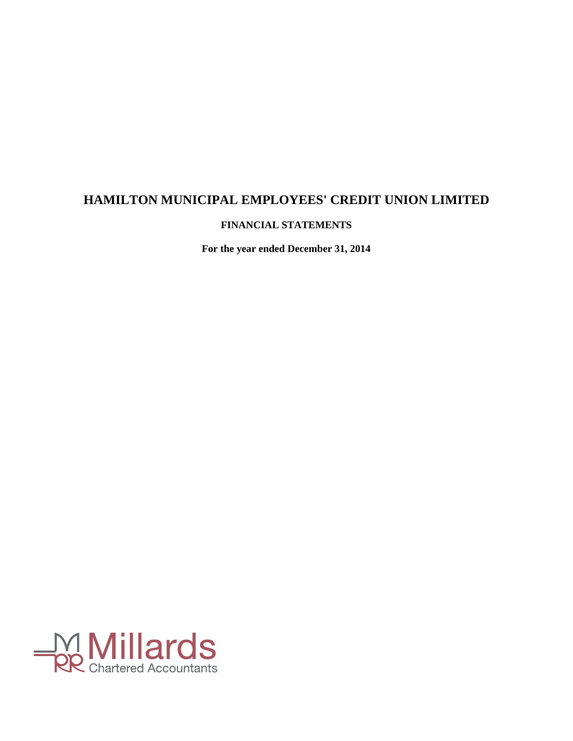# HAMILTON MUNICIPAL EMPLOYEES' CREDIT UNION LIMITED

**FINANCIAL STATEMENTS**

**For the year ended December 31, 2014**

Millards
Chartered Accountants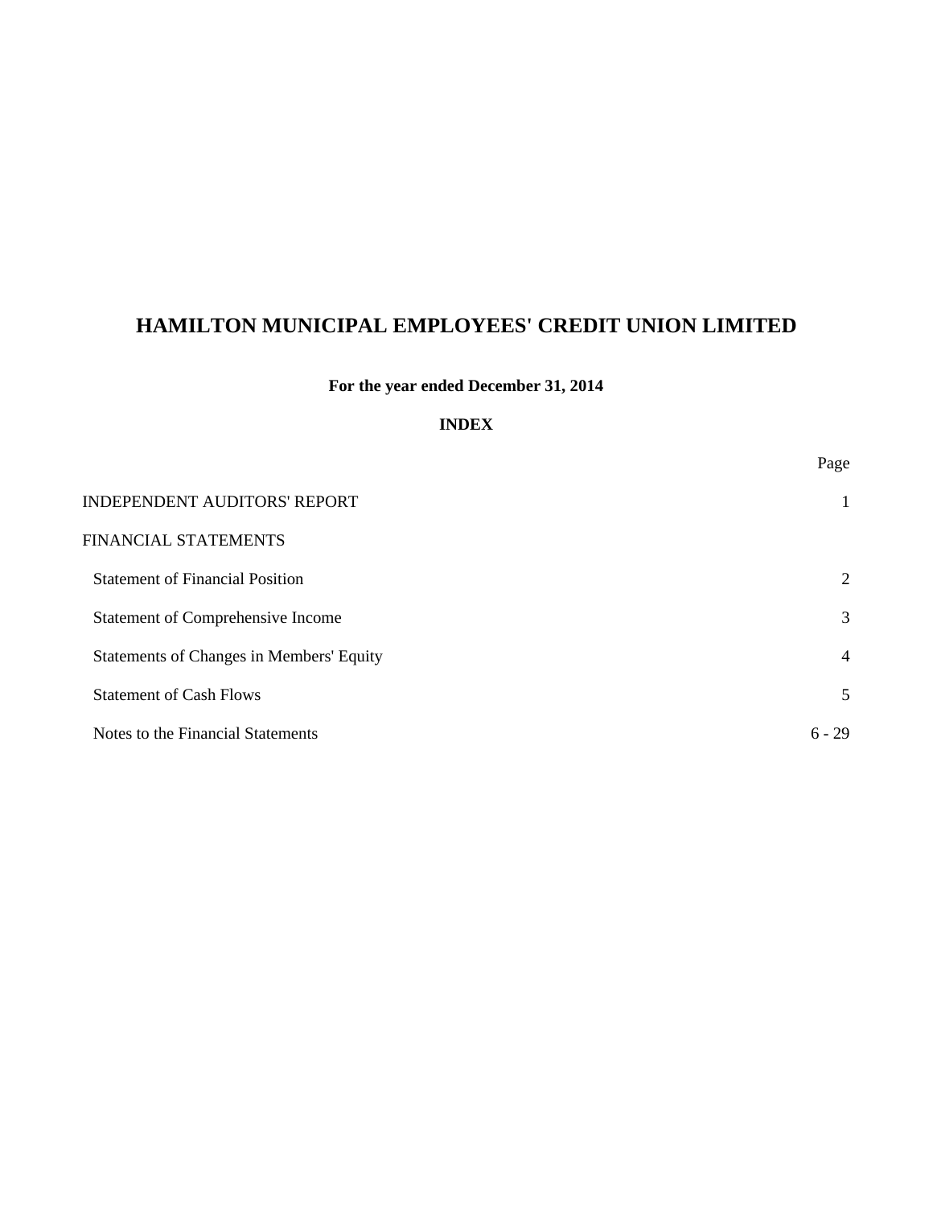# HAMILTON MUNICIPAL EMPLOYEES' CREDIT UNION LIMITED

**For the year ended December 31, 2014**

**INDEX**

| | Page |
|---|---|
| INDEPENDENT AUDITORS' REPORT | 1 |
| FINANCIAL STATEMENTS | |
| Statement of Financial Position | 2 |
| Statement of Comprehensive Income | 3 |
| Statements of Changes in Members' Equity | 4 |
| Statement of Cash Flows | 5 |
| Notes to the Financial Statements | 6 - 29 |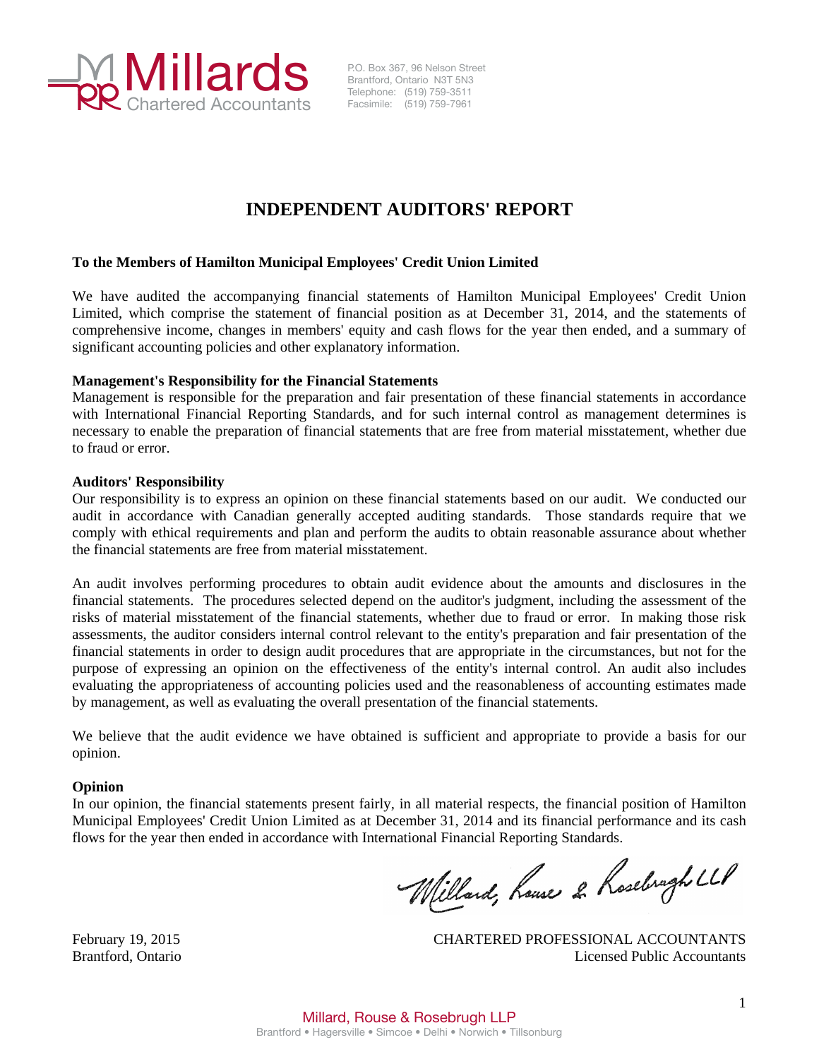Millards Chartered Accountants

P.O. Box 367, 96 Nelson Street
Brantford, Ontario N3T 5N3
Telephone: (519) 759-3511
Facsimile: (519) 759-7961

# INDEPENDENT AUDITORS' REPORT

**To the Members of Hamilton Municipal Employees' Credit Union Limited**

We have audited the accompanying financial statements of Hamilton Municipal Employees' Credit Union Limited, which comprise the statement of financial position as at December 31, 2014, and the statements of comprehensive income, changes in members' equity and cash flows for the year then ended, and a summary of significant accounting policies and other explanatory information.

**Management's Responsibility for the Financial Statements**

Management is responsible for the preparation and fair presentation of these financial statements in accordance with International Financial Reporting Standards, and for such internal control as management determines is necessary to enable the preparation of financial statements that are free from material misstatement, whether due to fraud or error.

**Auditors' Responsibility**

Our responsibility is to express an opinion on these financial statements based on our audit. We conducted our audit in accordance with Canadian generally accepted auditing standards. Those standards require that we comply with ethical requirements and plan and perform the audits to obtain reasonable assurance about whether the financial statements are free from material misstatement.

An audit involves performing procedures to obtain audit evidence about the amounts and disclosures in the financial statements. The procedures selected depend on the auditor's judgment, including the assessment of the risks of material misstatement of the financial statements, whether due to fraud or error. In making those risk assessments, the auditor considers internal control relevant to the entity's preparation and fair presentation of the financial statements in order to design audit procedures that are appropriate in the circumstances, but not for the purpose of expressing an opinion on the effectiveness of the entity's internal control. An audit also includes evaluating the appropriateness of accounting policies used and the reasonableness of accounting estimates made by management, as well as evaluating the overall presentation of the financial statements.

We believe that the audit evidence we have obtained is sufficient and appropriate to provide a basis for our opinion.

**Opinion**

In our opinion, the financial statements present fairly, in all material respects, the financial position of Hamilton Municipal Employees' Credit Union Limited as at December 31, 2014 and its financial performance and its cash flows for the year then ended in accordance with International Financial Reporting Standards.

Millard, Rouse & Rosebrugh LLP

February 19, 2015
Brantford, Ontario

CHARTERED PROFESSIONAL ACCOUNTANTS
Licensed Public Accountants

Millard, Rouse & Rosebrugh LLP
Brantford • Hagersville • Simcoe • Delhi • Norwich • Tillsonburg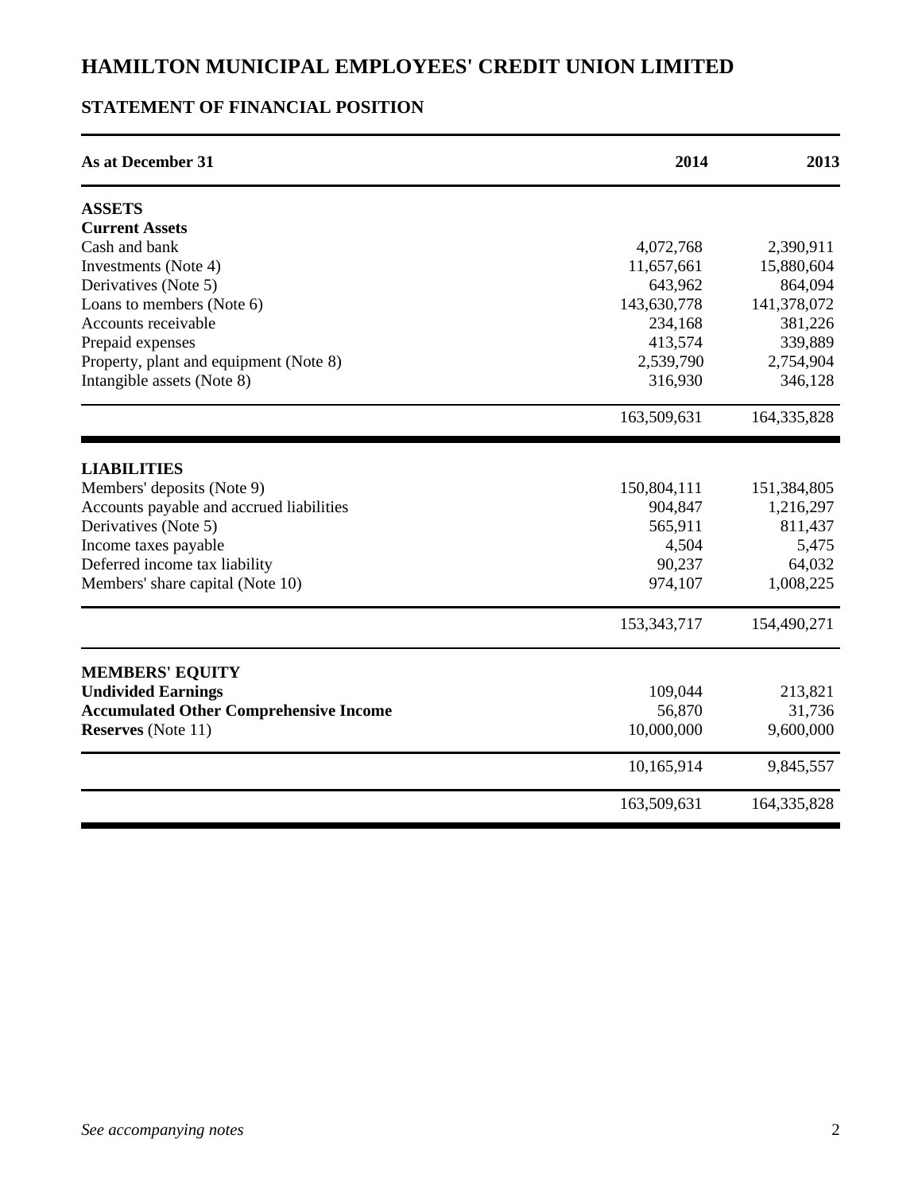# HAMILTON MUNICIPAL EMPLOYEES' CREDIT UNION LIMITED

## STATEMENT OF FINANCIAL POSITION

| As at December 31 | 2014 | 2013 |
|---|---|---|
| **ASSETS** | | |
| **Current Assets** | | |
| Cash and bank | 4,072,768 | 2,390,911 |
| Investments (Note 4) | 11,657,661 | 15,880,604 |
| Derivatives (Note 5) | 643,962 | 864,094 |
| Loans to members (Note 6) | 143,630,778 | 141,378,072 |
| Accounts receivable | 234,168 | 381,226 |
| Prepaid expenses | 413,574 | 339,889 |
| Property, plant and equipment (Note 8) | 2,539,790 | 2,754,904 |
| Intangible assets (Note 8) | 316,930 | 346,128 |
| | 163,509,631 | 164,335,828 |
| **LIABILITIES** | | |
| Members' deposits (Note 9) | 150,804,111 | 151,384,805 |
| Accounts payable and accrued liabilities | 904,847 | 1,216,297 |
| Derivatives (Note 5) | 565,911 | 811,437 |
| Income taxes payable | 4,504 | 5,475 |
| Deferred income tax liability | 90,237 | 64,032 |
| Members' share capital (Note 10) | 974,107 | 1,008,225 |
| | 153,343,717 | 154,490,271 |
| **MEMBERS' EQUITY** | | |
| **Undivided Earnings** | 109,044 | 213,821 |
| **Accumulated Other Comprehensive Income** | 56,870 | 31,736 |
| **Reserves** (Note 11) | 10,000,000 | 9,600,000 |
| | 10,165,914 | 9,845,557 |
| | 163,509,631 | 164,335,828 |

*See accompanying notes*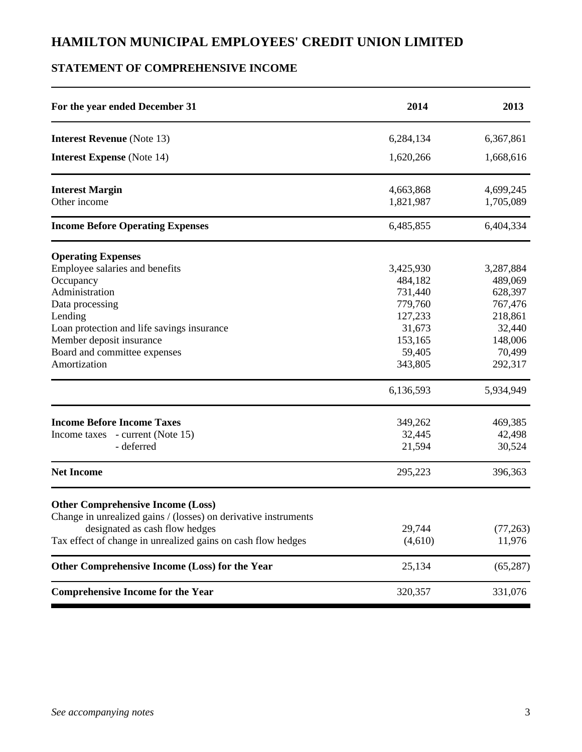# HAMILTON MUNICIPAL EMPLOYEES' CREDIT UNION LIMITED

## STATEMENT OF COMPREHENSIVE INCOME

| For the year ended December 31 | 2014 | 2013 |
|---|---|---|
| **Interest Revenue** (Note 13) | 6,284,134 | 6,367,861 |
| **Interest Expense** (Note 14) | 1,620,266 | 1,668,616 |
| **Interest Margin** | 4,663,868 | 4,699,245 |
| Other income | 1,821,987 | 1,705,089 |
| **Income Before Operating Expenses** | 6,485,855 | 6,404,334 |
| **Operating Expenses** | | |
| Employee salaries and benefits | 3,425,930 | 3,287,884 |
| Occupancy | 484,182 | 489,069 |
| Administration | 731,440 | 628,397 |
| Data processing | 779,760 | 767,476 |
| Lending | 127,233 | 218,861 |
| Loan protection and life savings insurance | 31,673 | 32,440 |
| Member deposit insurance | 153,165 | 148,006 |
| Board and committee expenses | 59,405 | 70,499 |
| Amortization | 343,805 | 292,317 |
| | 6,136,593 | 5,934,949 |
| **Income Before Income Taxes** | 349,262 | 469,385 |
| Income taxes - current (Note 15) | 32,445 | 42,498 |
| - deferred | 21,594 | 30,524 |
| **Net Income** | 295,223 | 396,363 |
| **Other Comprehensive Income (Loss)** | | |
| Change in unrealized gains / (losses) on derivative instruments designated as cash flow hedges | 29,744 | (77,263) |
| Tax effect of change in unrealized gains on cash flow hedges | (4,610) | 11,976 |
| **Other Comprehensive Income (Loss) for the Year** | 25,134 | (65,287) |
| **Comprehensive Income for the Year** | 320,357 | 331,076 |

*See accompanying notes*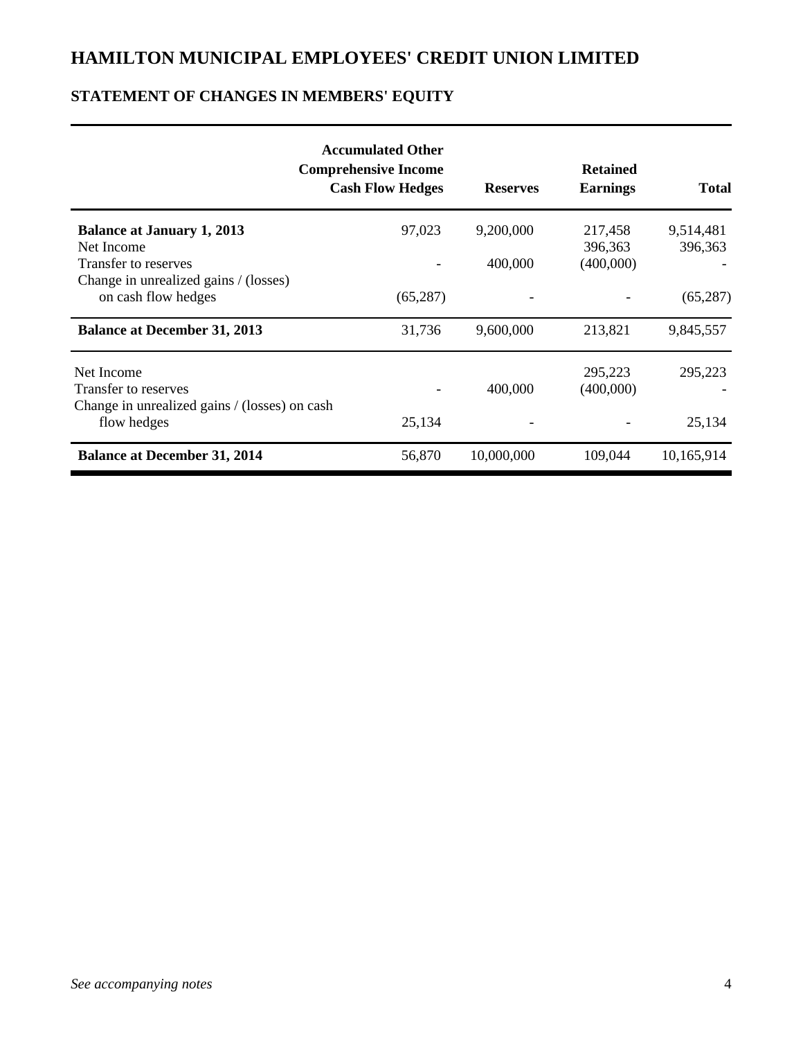# HAMILTON MUNICIPAL EMPLOYEES' CREDIT UNION LIMITED

## STATEMENT OF CHANGES IN MEMBERS' EQUITY

| | Accumulated Other Comprehensive Income Cash Flow Hedges | Reserves | Retained Earnings | Total |
|---|---|---|---|---|
| **Balance at January 1, 2013** | 97,023 | 9,200,000 | 217,458 | 9,514,481 |
| Net Income | | | 396,363 | 396,363 |
| Transfer to reserves | - | 400,000 | (400,000) | - |
| Change in unrealized gains / (losses) on cash flow hedges | (65,287) | - | - | (65,287) |
| **Balance at December 31, 2013** | 31,736 | 9,600,000 | 213,821 | 9,845,557 |
| Net Income | | | 295,223 | 295,223 |
| Transfer to reserves | - | 400,000 | (400,000) | - |
| Change in unrealized gains / (losses) on cash flow hedges | 25,134 | - | - | 25,134 |
| **Balance at December 31, 2014** | 56,870 | 10,000,000 | 109,044 | 10,165,914 |

*See accompanying notes*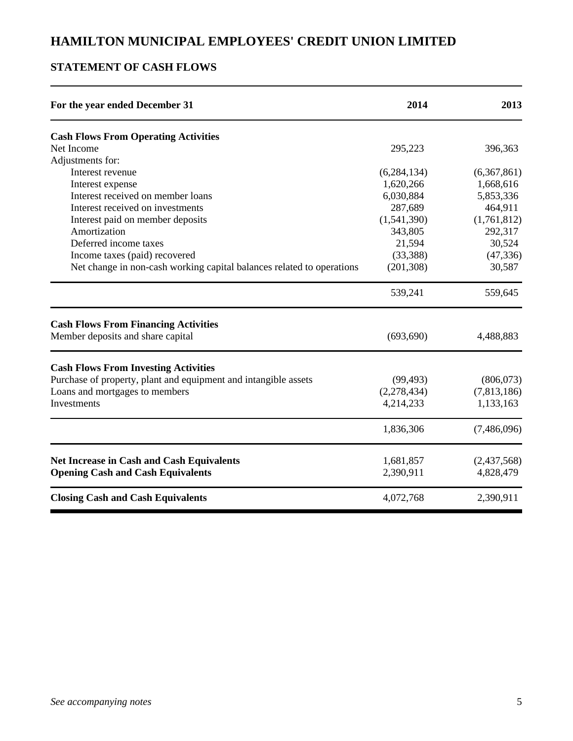# HAMILTON MUNICIPAL EMPLOYEES' CREDIT UNION LIMITED

## STATEMENT OF CASH FLOWS

| For the year ended December 31 | 2014 | 2013 |
|---|---|---|
| **Cash Flows From Operating Activities** | | |
| Net Income | 295,223 | 396,363 |
| Adjustments for: | | |
| Interest revenue | (6,284,134) | (6,367,861) |
| Interest expense | 1,620,266 | 1,668,616 |
| Interest received on member loans | 6,030,884 | 5,853,336 |
| Interest received on investments | 287,689 | 464,911 |
| Interest paid on member deposits | (1,541,390) | (1,761,812) |
| Amortization | 343,805 | 292,317 |
| Deferred income taxes | 21,594 | 30,524 |
| Income taxes (paid) recovered | (33,388) | (47,336) |
| Net change in non-cash working capital balances related to operations | (201,308) | 30,587 |
| | 539,241 | 559,645 |
| **Cash Flows From Financing Activities** | | |
| Member deposits and share capital | (693,690) | 4,488,883 |
| **Cash Flows From Investing Activities** | | |
| Purchase of property, plant and equipment and intangible assets | (99,493) | (806,073) |
| Loans and mortgages to members | (2,278,434) | (7,813,186) |
| Investments | 4,214,233 | 1,133,163 |
| | 1,836,306 | (7,486,096) |
| **Net Increase in Cash and Cash Equivalents** | 1,681,857 | (2,437,568) |
| **Opening Cash and Cash Equivalents** | 2,390,911 | 4,828,479 |
| **Closing Cash and Cash Equivalents** | 4,072,768 | 2,390,911 |

*See accompanying notes*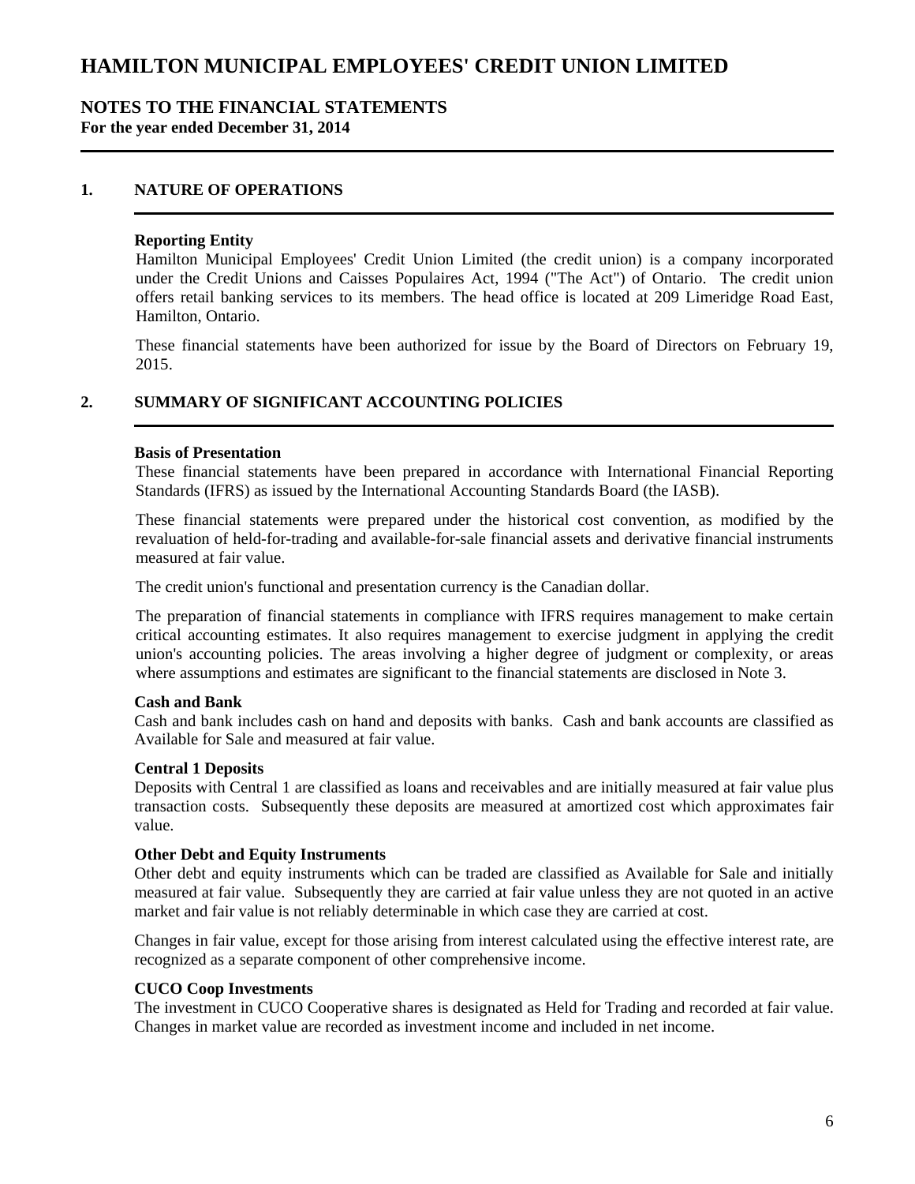# HAMILTON MUNICIPAL EMPLOYEES' CREDIT UNION LIMITED

## NOTES TO THE FINANCIAL STATEMENTS
**For the year ended December 31, 2014**

## 1. NATURE OF OPERATIONS

**Reporting Entity**

Hamilton Municipal Employees' Credit Union Limited (the credit union) is a company incorporated under the Credit Unions and Caisses Populaires Act, 1994 ("The Act") of Ontario. The credit union offers retail banking services to its members. The head office is located at 209 Limeridge Road East, Hamilton, Ontario.

These financial statements have been authorized for issue by the Board of Directors on February 19, 2015.

## 2. SUMMARY OF SIGNIFICANT ACCOUNTING POLICIES

**Basis of Presentation**

These financial statements have been prepared in accordance with International Financial Reporting Standards (IFRS) as issued by the International Accounting Standards Board (the IASB).

These financial statements were prepared under the historical cost convention, as modified by the revaluation of held-for-trading and available-for-sale financial assets and derivative financial instruments measured at fair value.

The credit union's functional and presentation currency is the Canadian dollar.

The preparation of financial statements in compliance with IFRS requires management to make certain critical accounting estimates. It also requires management to exercise judgment in applying the credit union's accounting policies. The areas involving a higher degree of judgment or complexity, or areas where assumptions and estimates are significant to the financial statements are disclosed in Note 3.

**Cash and Bank**

Cash and bank includes cash on hand and deposits with banks. Cash and bank accounts are classified as Available for Sale and measured at fair value.

**Central 1 Deposits**

Deposits with Central 1 are classified as loans and receivables and are initially measured at fair value plus transaction costs. Subsequently these deposits are measured at amortized cost which approximates fair value.

**Other Debt and Equity Instruments**

Other debt and equity instruments which can be traded are classified as Available for Sale and initially measured at fair value. Subsequently they are carried at fair value unless they are not quoted in an active market and fair value is not reliably determinable in which case they are carried at cost.

Changes in fair value, except for those arising from interest calculated using the effective interest rate, are recognized as a separate component of other comprehensive income.

**CUCO Coop Investments**

The investment in CUCO Cooperative shares is designated as Held for Trading and recorded at fair value. Changes in market value are recorded as investment income and included in net income.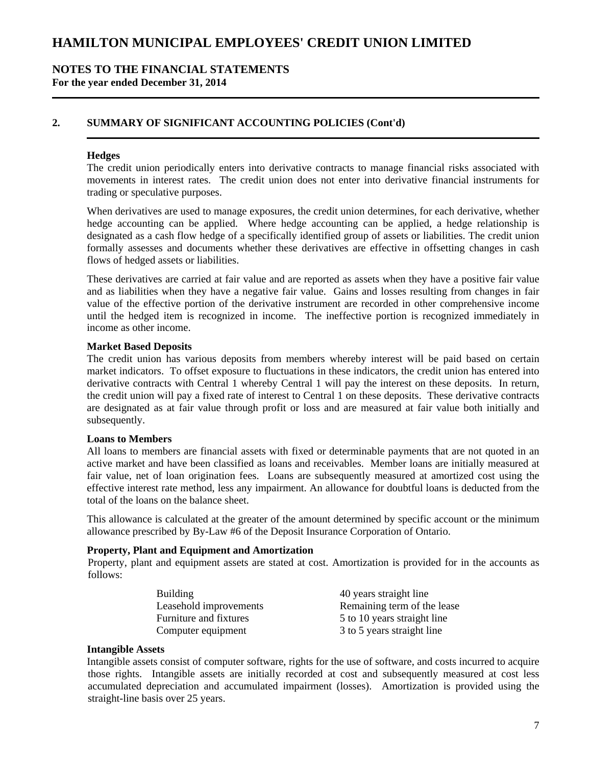# HAMILTON MUNICIPAL EMPLOYEES' CREDIT UNION LIMITED

## NOTES TO THE FINANCIAL STATEMENTS

**For the year ended December 31, 2014**

## 2. SUMMARY OF SIGNIFICANT ACCOUNTING POLICIES (Cont'd)

**Hedges**

The credit union periodically enters into derivative contracts to manage financial risks associated with movements in interest rates. The credit union does not enter into derivative financial instruments for trading or speculative purposes.

When derivatives are used to manage exposures, the credit union determines, for each derivative, whether hedge accounting can be applied. Where hedge accounting can be applied, a hedge relationship is designated as a cash flow hedge of a specifically identified group of assets or liabilities. The credit union formally assesses and documents whether these derivatives are effective in offsetting changes in cash flows of hedged assets or liabilities.

These derivatives are carried at fair value and are reported as assets when they have a positive fair value and as liabilities when they have a negative fair value. Gains and losses resulting from changes in fair value of the effective portion of the derivative instrument are recorded in other comprehensive income until the hedged item is recognized in income. The ineffective portion is recognized immediately in income as other income.

**Market Based Deposits**

The credit union has various deposits from members whereby interest will be paid based on certain market indicators. To offset exposure to fluctuations in these indicators, the credit union has entered into derivative contracts with Central 1 whereby Central 1 will pay the interest on these deposits. In return, the credit union will pay a fixed rate of interest to Central 1 on these deposits. These derivative contracts are designated as at fair value through profit or loss and are measured at fair value both initially and subsequently.

**Loans to Members**

All loans to members are financial assets with fixed or determinable payments that are not quoted in an active market and have been classified as loans and receivables. Member loans are initially measured at fair value, net of loan origination fees. Loans are subsequently measured at amortized cost using the effective interest rate method, less any impairment. An allowance for doubtful loans is deducted from the total of the loans on the balance sheet.

This allowance is calculated at the greater of the amount determined by specific account or the minimum allowance prescribed by By-Law #6 of the Deposit Insurance Corporation of Ontario.

**Property, Plant and Equipment and Amortization**

Property, plant and equipment assets are stated at cost. Amortization is provided for in the accounts as follows:

| | |
|---|---|
| Building | 40 years straight line |
| Leasehold improvements | Remaining term of the lease |
| Furniture and fixtures | 5 to 10 years straight line |
| Computer equipment | 3 to 5 years straight line |

**Intangible Assets**

Intangible assets consist of computer software, rights for the use of software, and costs incurred to acquire those rights. Intangible assets are initially recorded at cost and subsequently measured at cost less accumulated depreciation and accumulated impairment (losses). Amortization is provided using the straight-line basis over 25 years.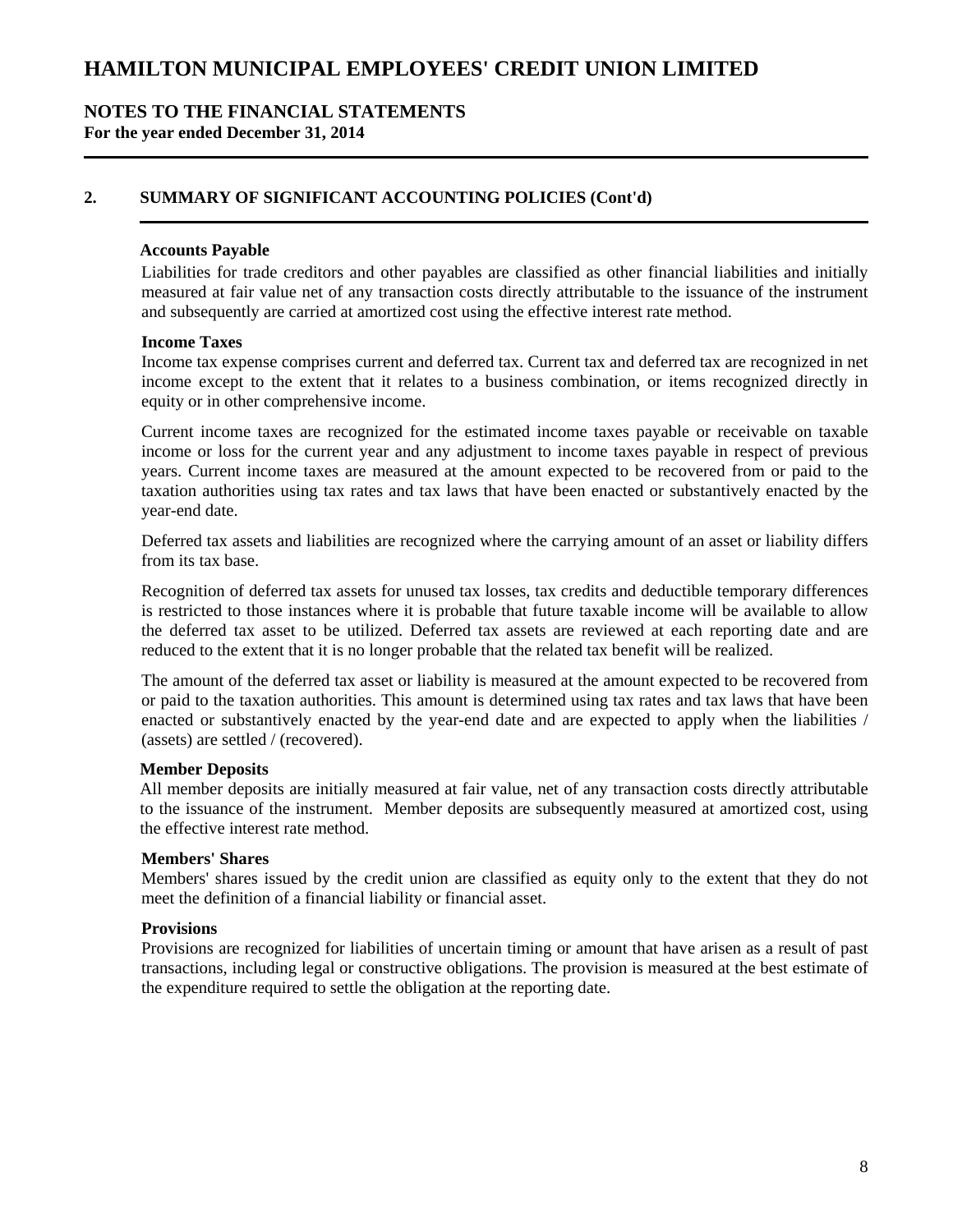# HAMILTON MUNICIPAL EMPLOYEES' CREDIT UNION LIMITED

## NOTES TO THE FINANCIAL STATEMENTS

**For the year ended December 31, 2014**

## 2. SUMMARY OF SIGNIFICANT ACCOUNTING POLICIES (Cont'd)

**Accounts Payable**

Liabilities for trade creditors and other payables are classified as other financial liabilities and initially measured at fair value net of any transaction costs directly attributable to the issuance of the instrument and subsequently are carried at amortized cost using the effective interest rate method.

**Income Taxes**

Income tax expense comprises current and deferred tax. Current tax and deferred tax are recognized in net income except to the extent that it relates to a business combination, or items recognized directly in equity or in other comprehensive income.

Current income taxes are recognized for the estimated income taxes payable or receivable on taxable income or loss for the current year and any adjustment to income taxes payable in respect of previous years. Current income taxes are measured at the amount expected to be recovered from or paid to the taxation authorities using tax rates and tax laws that have been enacted or substantively enacted by the year-end date.

Deferred tax assets and liabilities are recognized where the carrying amount of an asset or liability differs from its tax base.

Recognition of deferred tax assets for unused tax losses, tax credits and deductible temporary differences is restricted to those instances where it is probable that future taxable income will be available to allow the deferred tax asset to be utilized. Deferred tax assets are reviewed at each reporting date and are reduced to the extent that it is no longer probable that the related tax benefit will be realized.

The amount of the deferred tax asset or liability is measured at the amount expected to be recovered from or paid to the taxation authorities. This amount is determined using tax rates and tax laws that have been enacted or substantively enacted by the year-end date and are expected to apply when the liabilities / (assets) are settled / (recovered).

**Member Deposits**

All member deposits are initially measured at fair value, net of any transaction costs directly attributable to the issuance of the instrument. Member deposits are subsequently measured at amortized cost, using the effective interest rate method.

**Members' Shares**

Members' shares issued by the credit union are classified as equity only to the extent that they do not meet the definition of a financial liability or financial asset.

**Provisions**

Provisions are recognized for liabilities of uncertain timing or amount that have arisen as a result of past transactions, including legal or constructive obligations. The provision is measured at the best estimate of the expenditure required to settle the obligation at the reporting date.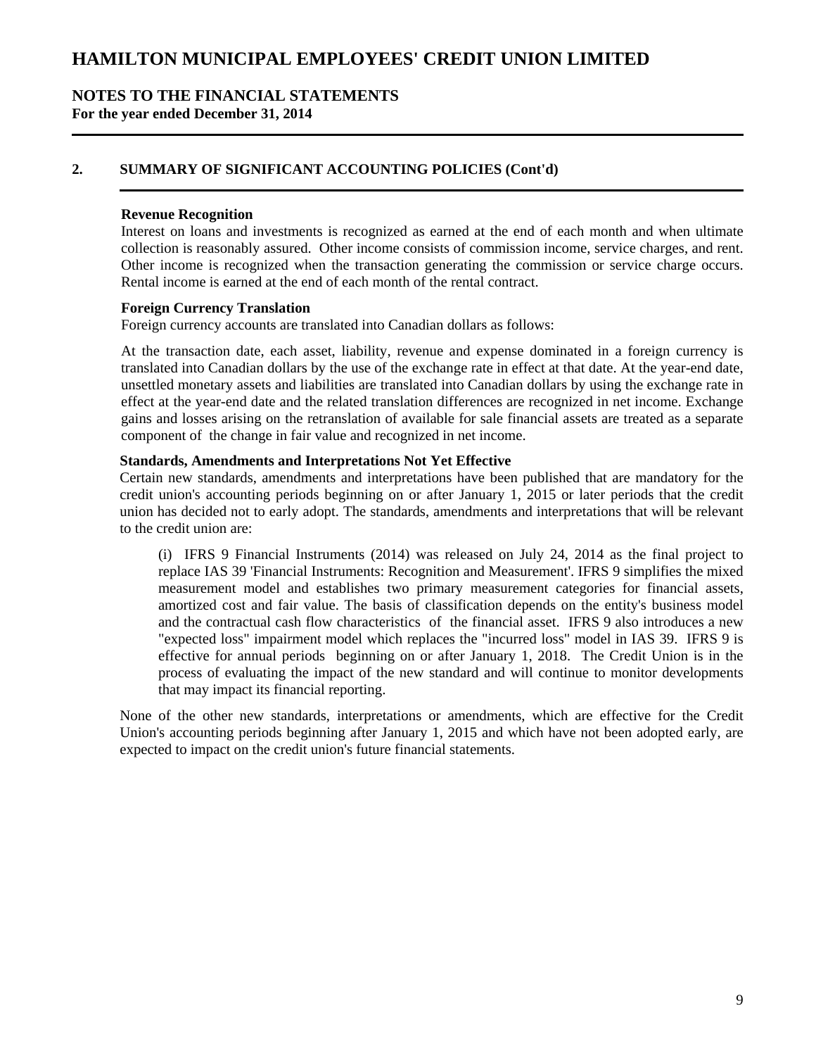# HAMILTON MUNICIPAL EMPLOYEES' CREDIT UNION LIMITED

## NOTES TO THE FINANCIAL STATEMENTS

**For the year ended December 31, 2014**

## 2. SUMMARY OF SIGNIFICANT ACCOUNTING POLICIES (Cont'd)

**Revenue Recognition**

Interest on loans and investments is recognized as earned at the end of each month and when ultimate collection is reasonably assured. Other income consists of commission income, service charges, and rent. Other income is recognized when the transaction generating the commission or service charge occurs. Rental income is earned at the end of each month of the rental contract.

**Foreign Currency Translation**

Foreign currency accounts are translated into Canadian dollars as follows:

At the transaction date, each asset, liability, revenue and expense dominated in a foreign currency is translated into Canadian dollars by the use of the exchange rate in effect at that date. At the year-end date, unsettled monetary assets and liabilities are translated into Canadian dollars by using the exchange rate in effect at the year-end date and the related translation differences are recognized in net income. Exchange gains and losses arising on the retranslation of available for sale financial assets are treated as a separate component of the change in fair value and recognized in net income.

**Standards, Amendments and Interpretations Not Yet Effective**

Certain new standards, amendments and interpretations have been published that are mandatory for the credit union's accounting periods beginning on or after January 1, 2015 or later periods that the credit union has decided not to early adopt. The standards, amendments and interpretations that will be relevant to the credit union are:

(i) IFRS 9 Financial Instruments (2014) was released on July 24, 2014 as the final project to replace IAS 39 'Financial Instruments: Recognition and Measurement'. IFRS 9 simplifies the mixed measurement model and establishes two primary measurement categories for financial assets, amortized cost and fair value. The basis of classification depends on the entity's business model and the contractual cash flow characteristics of the financial asset. IFRS 9 also introduces a new "expected loss" impairment model which replaces the "incurred loss" model in IAS 39. IFRS 9 is effective for annual periods beginning on or after January 1, 2018. The Credit Union is in the process of evaluating the impact of the new standard and will continue to monitor developments that may impact its financial reporting.

None of the other new standards, interpretations or amendments, which are effective for the Credit Union's accounting periods beginning after January 1, 2015 and which have not been adopted early, are expected to impact on the credit union's future financial statements.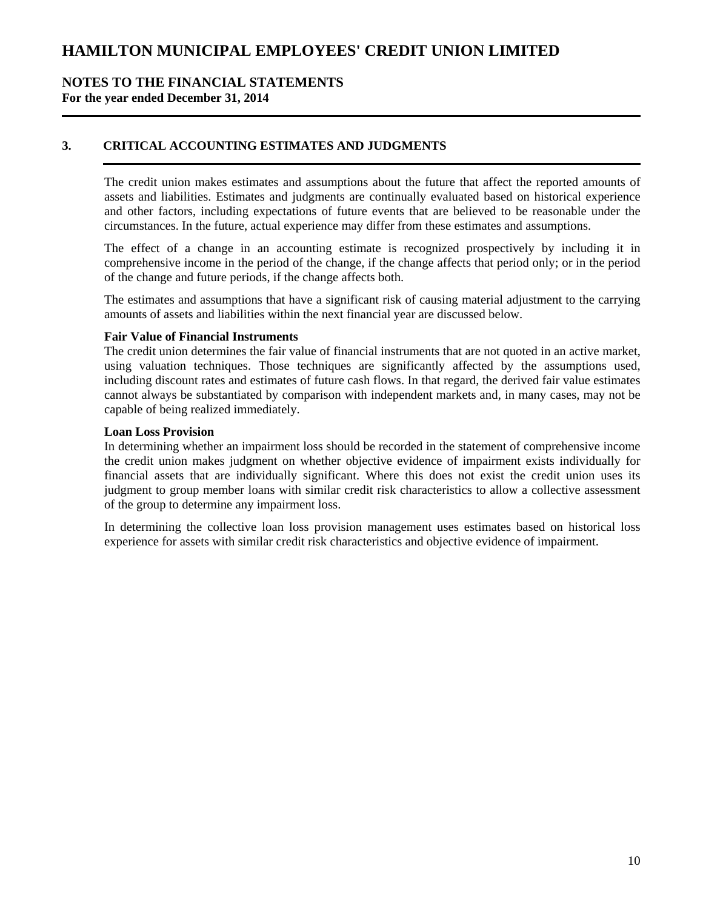# HAMILTON MUNICIPAL EMPLOYEES' CREDIT UNION LIMITED

## NOTES TO THE FINANCIAL STATEMENTS
**For the year ended December 31, 2014**

### 3. CRITICAL ACCOUNTING ESTIMATES AND JUDGMENTS

The credit union makes estimates and assumptions about the future that affect the reported amounts of assets and liabilities. Estimates and judgments are continually evaluated based on historical experience and other factors, including expectations of future events that are believed to be reasonable under the circumstances. In the future, actual experience may differ from these estimates and assumptions.

The effect of a change in an accounting estimate is recognized prospectively by including it in comprehensive income in the period of the change, if the change affects that period only; or in the period of the change and future periods, if the change affects both.

The estimates and assumptions that have a significant risk of causing material adjustment to the carrying amounts of assets and liabilities within the next financial year are discussed below.

**Fair Value of Financial Instruments**
The credit union determines the fair value of financial instruments that are not quoted in an active market, using valuation techniques. Those techniques are significantly affected by the assumptions used, including discount rates and estimates of future cash flows. In that regard, the derived fair value estimates cannot always be substantiated by comparison with independent markets and, in many cases, may not be capable of being realized immediately.

**Loan Loss Provision**
In determining whether an impairment loss should be recorded in the statement of comprehensive income the credit union makes judgment on whether objective evidence of impairment exists individually for financial assets that are individually significant. Where this does not exist the credit union uses its judgment to group member loans with similar credit risk characteristics to allow a collective assessment of the group to determine any impairment loss.

In determining the collective loan loss provision management uses estimates based on historical loss experience for assets with similar credit risk characteristics and objective evidence of impairment.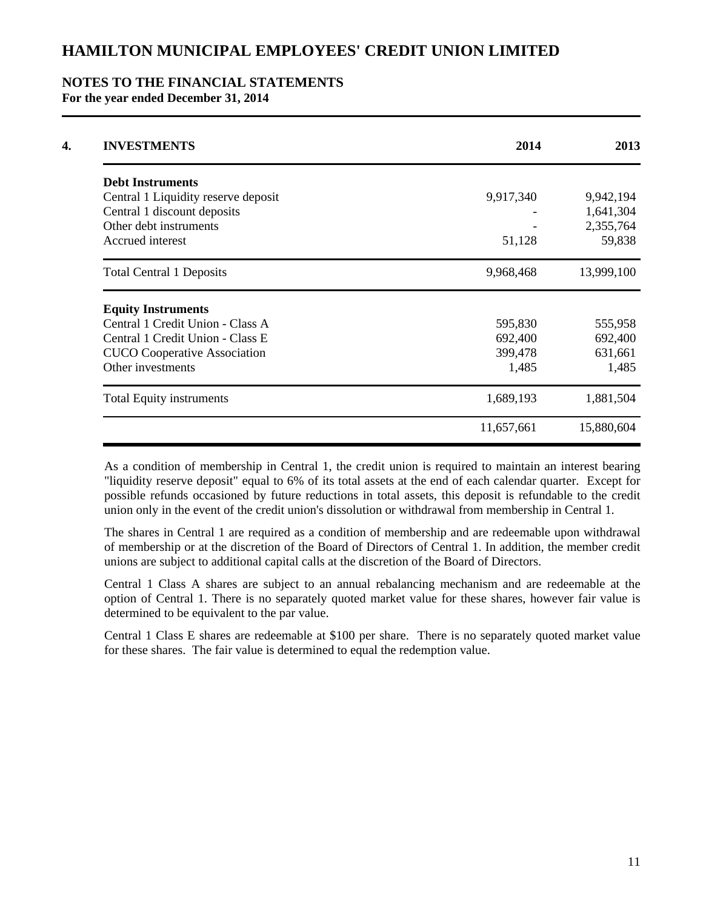# HAMILTON MUNICIPAL EMPLOYEES' CREDIT UNION LIMITED

## NOTES TO THE FINANCIAL STATEMENTS

**For the year ended December 31, 2014**

| **4. INVESTMENTS** | **2014** | **2013** |
|---|---|---|
| **Debt Instruments** | | |
| Central 1 Liquidity reserve deposit | 9,917,340 | 9,942,194 |
| Central 1 discount deposits | - | 1,641,304 |
| Other debt instruments | - | 2,355,764 |
| Accrued interest | 51,128 | 59,838 |
| Total Central 1 Deposits | 9,968,468 | 13,999,100 |
| **Equity Instruments** | | |
| Central 1 Credit Union - Class A | 595,830 | 555,958 |
| Central 1 Credit Union - Class E | 692,400 | 692,400 |
| CUCO Cooperative Association | 399,478 | 631,661 |
| Other investments | 1,485 | 1,485 |
| Total Equity instruments | 1,689,193 | 1,881,504 |
| | 11,657,661 | 15,880,604 |

As a condition of membership in Central 1, the credit union is required to maintain an interest bearing "liquidity reserve deposit" equal to 6% of its total assets at the end of each calendar quarter. Except for possible refunds occasioned by future reductions in total assets, this deposit is refundable to the credit union only in the event of the credit union's dissolution or withdrawal from membership in Central 1.

The shares in Central 1 are required as a condition of membership and are redeemable upon withdrawal of membership or at the discretion of the Board of Directors of Central 1. In addition, the member credit unions are subject to additional capital calls at the discretion of the Board of Directors.

Central 1 Class A shares are subject to an annual rebalancing mechanism and are redeemable at the option of Central 1. There is no separately quoted market value for these shares, however fair value is determined to be equivalent to the par value.

Central 1 Class E shares are redeemable at $100 per share. There is no separately quoted market value for these shares. The fair value is determined to equal the redemption value.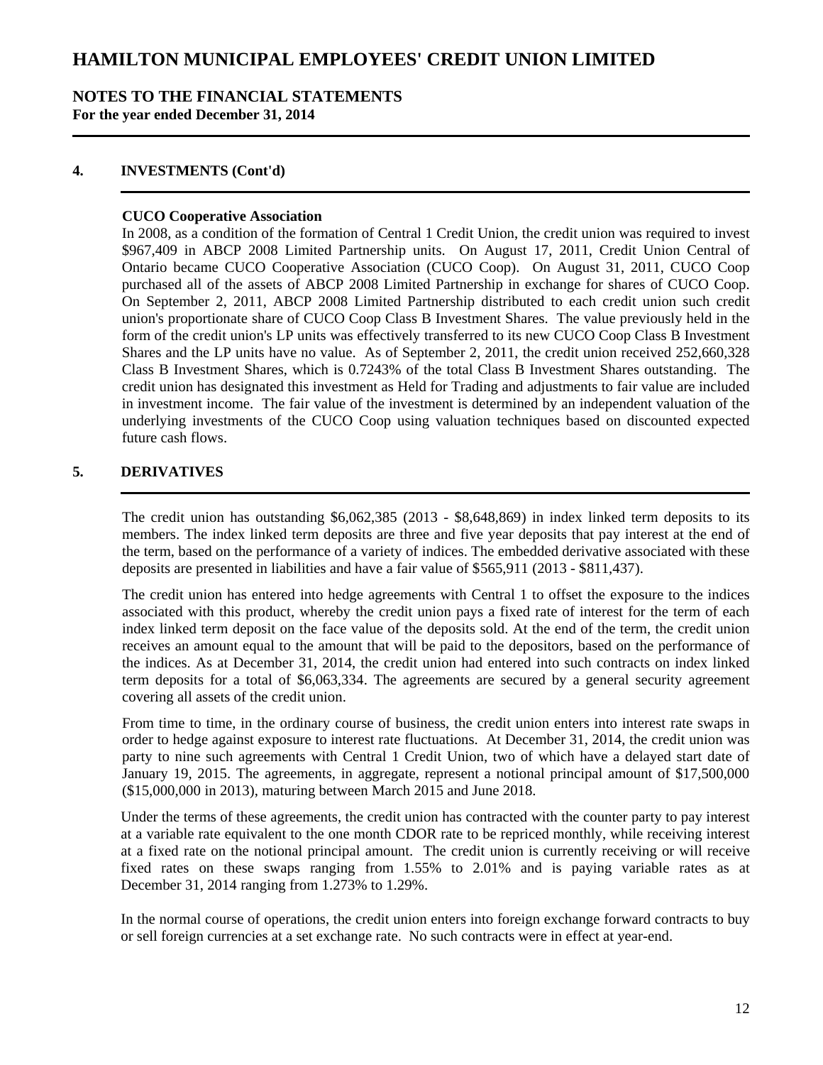# HAMILTON MUNICIPAL EMPLOYEES' CREDIT UNION LIMITED

## NOTES TO THE FINANCIAL STATEMENTS
**For the year ended December 31, 2014**

### 4. INVESTMENTS (Cont'd)

**CUCO Cooperative Association**

In 2008, as a condition of the formation of Central 1 Credit Union, the credit union was required to invest $967,409 in ABCP 2008 Limited Partnership units. On August 17, 2011, Credit Union Central of Ontario became CUCO Cooperative Association (CUCO Coop). On August 31, 2011, CUCO Coop purchased all of the assets of ABCP 2008 Limited Partnership in exchange for shares of CUCO Coop. On September 2, 2011, ABCP 2008 Limited Partnership distributed to each credit union such credit union's proportionate share of CUCO Coop Class B Investment Shares. The value previously held in the form of the credit union's LP units was effectively transferred to its new CUCO Coop Class B Investment Shares and the LP units have no value. As of September 2, 2011, the credit union received 252,660,328 Class B Investment Shares, which is 0.7243% of the total Class B Investment Shares outstanding. The credit union has designated this investment as Held for Trading and adjustments to fair value are included in investment income. The fair value of the investment is determined by an independent valuation of the underlying investments of the CUCO Coop using valuation techniques based on discounted expected future cash flows.

### 5. DERIVATIVES

The credit union has outstanding $6,062,385 (2013 - $8,648,869) in index linked term deposits to its members. The index linked term deposits are three and five year deposits that pay interest at the end of the term, based on the performance of a variety of indices. The embedded derivative associated with these deposits are presented in liabilities and have a fair value of $565,911 (2013 - $811,437).

The credit union has entered into hedge agreements with Central 1 to offset the exposure to the indices associated with this product, whereby the credit union pays a fixed rate of interest for the term of each index linked term deposit on the face value of the deposits sold. At the end of the term, the credit union receives an amount equal to the amount that will be paid to the depositors, based on the performance of the indices. As at December 31, 2014, the credit union had entered into such contracts on index linked term deposits for a total of $6,063,334. The agreements are secured by a general security agreement covering all assets of the credit union.

From time to time, in the ordinary course of business, the credit union enters into interest rate swaps in order to hedge against exposure to interest rate fluctuations. At December 31, 2014, the credit union was party to nine such agreements with Central 1 Credit Union, two of which have a delayed start date of January 19, 2015. The agreements, in aggregate, represent a notional principal amount of $17,500,000 ($15,000,000 in 2013), maturing between March 2015 and June 2018.

Under the terms of these agreements, the credit union has contracted with the counter party to pay interest at a variable rate equivalent to the one month CDOR rate to be repriced monthly, while receiving interest at a fixed rate on the notional principal amount. The credit union is currently receiving or will receive fixed rates on these swaps ranging from 1.55% to 2.01% and is paying variable rates as at December 31, 2014 ranging from 1.273% to 1.29%.

In the normal course of operations, the credit union enters into foreign exchange forward contracts to buy or sell foreign currencies at a set exchange rate. No such contracts were in effect at year-end.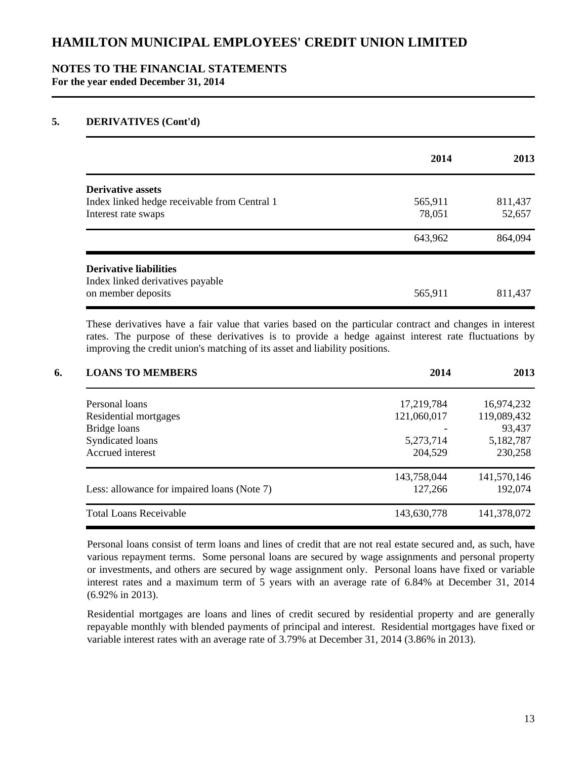# HAMILTON MUNICIPAL EMPLOYEES' CREDIT UNION LIMITED

## NOTES TO THE FINANCIAL STATEMENTS
**For the year ended December 31, 2014**

### 5. DERIVATIVES (Cont'd)

| | 2014 | 2013 |
|---|---|---|
| **Derivative assets** | | |
| Index linked hedge receivable from Central 1 | 565,911 | 811,437 |
| Interest rate swaps | 78,051 | 52,657 |
| | 643,962 | 864,094 |
| **Derivative liabilities** | | |
| Index linked derivatives payable on member deposits | 565,911 | 811,437 |

These derivatives have a fair value that varies based on the particular contract and changes in interest rates. The purpose of these derivatives is to provide a hedge against interest rate fluctuations by improving the credit union's matching of its asset and liability positions.

### 6. LOANS TO MEMBERS

| | 2014 | 2013 |
|---|---|---|
| Personal loans | 17,219,784 | 16,974,232 |
| Residential mortgages | 121,060,017 | 119,089,432 |
| Bridge loans | - | 93,437 |
| Syndicated loans | 5,273,714 | 5,182,787 |
| Accrued interest | 204,529 | 230,258 |
| | 143,758,044 | 141,570,146 |
| Less: allowance for impaired loans (Note 7) | 127,266 | 192,074 |
| Total Loans Receivable | 143,630,778 | 141,378,072 |

Personal loans consist of term loans and lines of credit that are not real estate secured and, as such, have various repayment terms. Some personal loans are secured by wage assignments and personal property or investments, and others are secured by wage assignment only. Personal loans have fixed or variable interest rates and a maximum term of 5 years with an average rate of 6.84% at December 31, 2014 (6.92% in 2013).

Residential mortgages are loans and lines of credit secured by residential property and are generally repayable monthly with blended payments of principal and interest. Residential mortgages have fixed or variable interest rates with an average rate of 3.79% at December 31, 2014 (3.86% in 2013).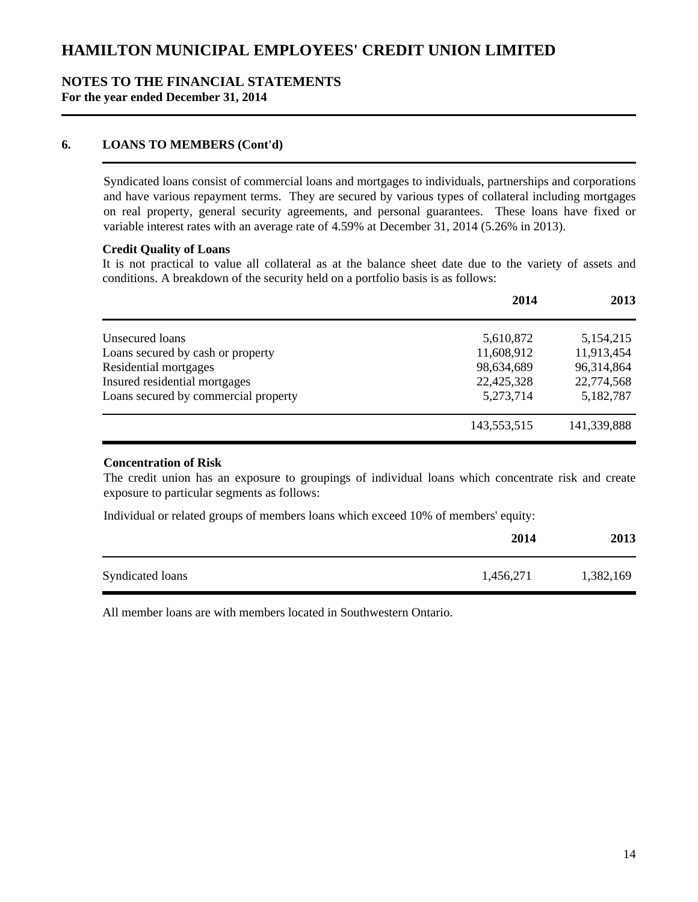# HAMILTON MUNICIPAL EMPLOYEES' CREDIT UNION LIMITED

## NOTES TO THE FINANCIAL STATEMENTS
**For the year ended December 31, 2014**

### 6. LOANS TO MEMBERS (Cont'd)

Syndicated loans consist of commercial loans and mortgages to individuals, partnerships and corporations and have various repayment terms. They are secured by various types of collateral including mortgages on real property, general security agreements, and personal guarantees. These loans have fixed or variable interest rates with an average rate of 4.59% at December 31, 2014 (5.26% in 2013).

**Credit Quality of Loans**

It is not practical to value all collateral as at the balance sheet date due to the variety of assets and conditions. A breakdown of the security held on a portfolio basis is as follows:

| | 2014 | 2013 |
|---|---|---|
| Unsecured loans | 5,610,872 | 5,154,215 |
| Loans secured by cash or property | 11,608,912 | 11,913,454 |
| Residential mortgages | 98,634,689 | 96,314,864 |
| Insured residential mortgages | 22,425,328 | 22,774,568 |
| Loans secured by commercial property | 5,273,714 | 5,182,787 |
| | 143,553,515 | 141,339,888 |

**Concentration of Risk**

The credit union has an exposure to groupings of individual loans which concentrate risk and create exposure to particular segments as follows:

Individual or related groups of members loans which exceed 10% of members' equity:

| | 2014 | 2013 |
|---|---|---|
| Syndicated loans | 1,456,271 | 1,382,169 |

All member loans are with members located in Southwestern Ontario.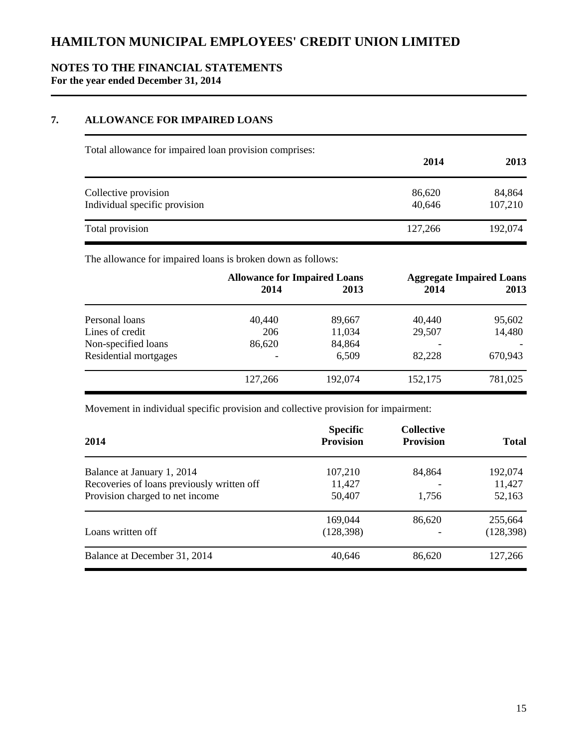# HAMILTON MUNICIPAL EMPLOYEES' CREDIT UNION LIMITED

## NOTES TO THE FINANCIAL STATEMENTS
**For the year ended December 31, 2014**

### 7. ALLOWANCE FOR IMPAIRED LOANS

Total allowance for impaired loan provision comprises:

| | 2014 | 2013 |
|---|---|---|
| Collective provision | 86,620 | 84,864 |
| Individual specific provision | 40,646 | 107,210 |
| Total provision | 127,266 | 192,074 |

The allowance for impaired loans is broken down as follows:

| | Allowance for Impaired Loans | | Aggregate Impaired Loans | |
|---|---|---|---|---|
| | 2014 | 2013 | 2014 | 2013 |
| Personal loans | 40,440 | 89,667 | 40,440 | 95,602 |
| Lines of credit | 206 | 11,034 | 29,507 | 14,480 |
| Non-specified loans | 86,620 | 84,864 | - | - |
| Residential mortgages | - | 6,509 | 82,228 | 670,943 |
| | 127,266 | 192,074 | 152,175 | 781,025 |

Movement in individual specific provision and collective provision for impairment:

| 2014 | Specific Provision | Collective Provision | Total |
|---|---|---|---|
| Balance at January 1, 2014 | 107,210 | 84,864 | 192,074 |
| Recoveries of loans previously written off | 11,427 | - | 11,427 |
| Provision charged to net income | 50,407 | 1,756 | 52,163 |
| | 169,044 | 86,620 | 255,664 |
| Loans written off | (128,398) | - | (128,398) |
| Balance at December 31, 2014 | 40,646 | 86,620 | 127,266 |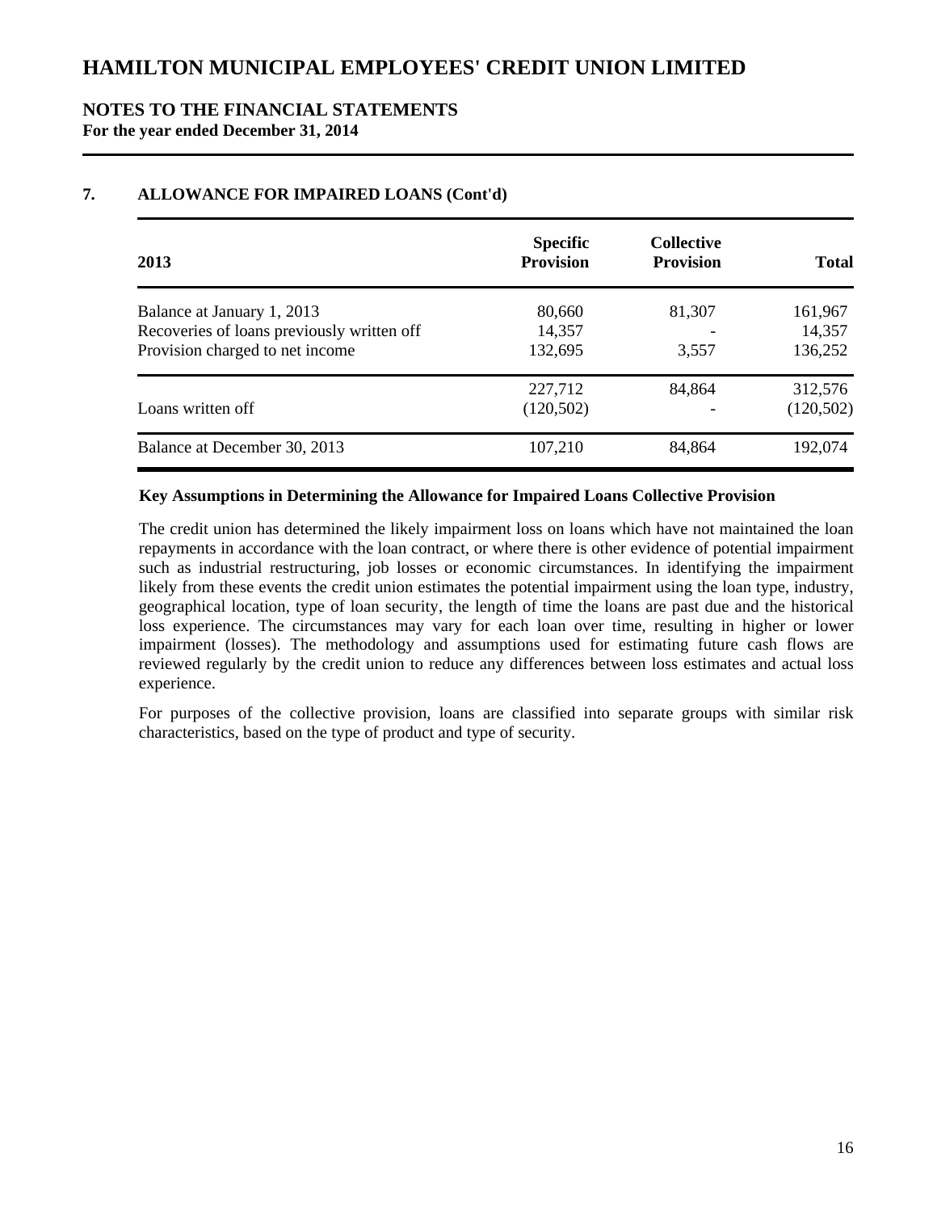# HAMILTON MUNICIPAL EMPLOYEES' CREDIT UNION LIMITED

## NOTES TO THE FINANCIAL STATEMENTS
**For the year ended December 31, 2014**

### 7. ALLOWANCE FOR IMPAIRED LOANS (Cont'd)

| 2013 | Specific Provision | Collective Provision | Total |
|---|---|---|---|
| Balance at January 1, 2013 | 80,660 | 81,307 | 161,967 |
| Recoveries of loans previously written off | 14,357 | - | 14,357 |
| Provision charged to net income | 132,695 | 3,557 | 136,252 |
| | 227,712 | 84,864 | 312,576 |
| Loans written off | (120,502) | - | (120,502) |
| Balance at December 30, 2013 | 107,210 | 84,864 | 192,074 |

**Key Assumptions in Determining the Allowance for Impaired Loans Collective Provision**

The credit union has determined the likely impairment loss on loans which have not maintained the loan repayments in accordance with the loan contract, or where there is other evidence of potential impairment such as industrial restructuring, job losses or economic circumstances. In identifying the impairment likely from these events the credit union estimates the potential impairment using the loan type, industry, geographical location, type of loan security, the length of time the loans are past due and the historical loss experience. The circumstances may vary for each loan over time, resulting in higher or lower impairment (losses). The methodology and assumptions used for estimating future cash flows are reviewed regularly by the credit union to reduce any differences between loss estimates and actual loss experience.

For purposes of the collective provision, loans are classified into separate groups with similar risk characteristics, based on the type of product and type of security.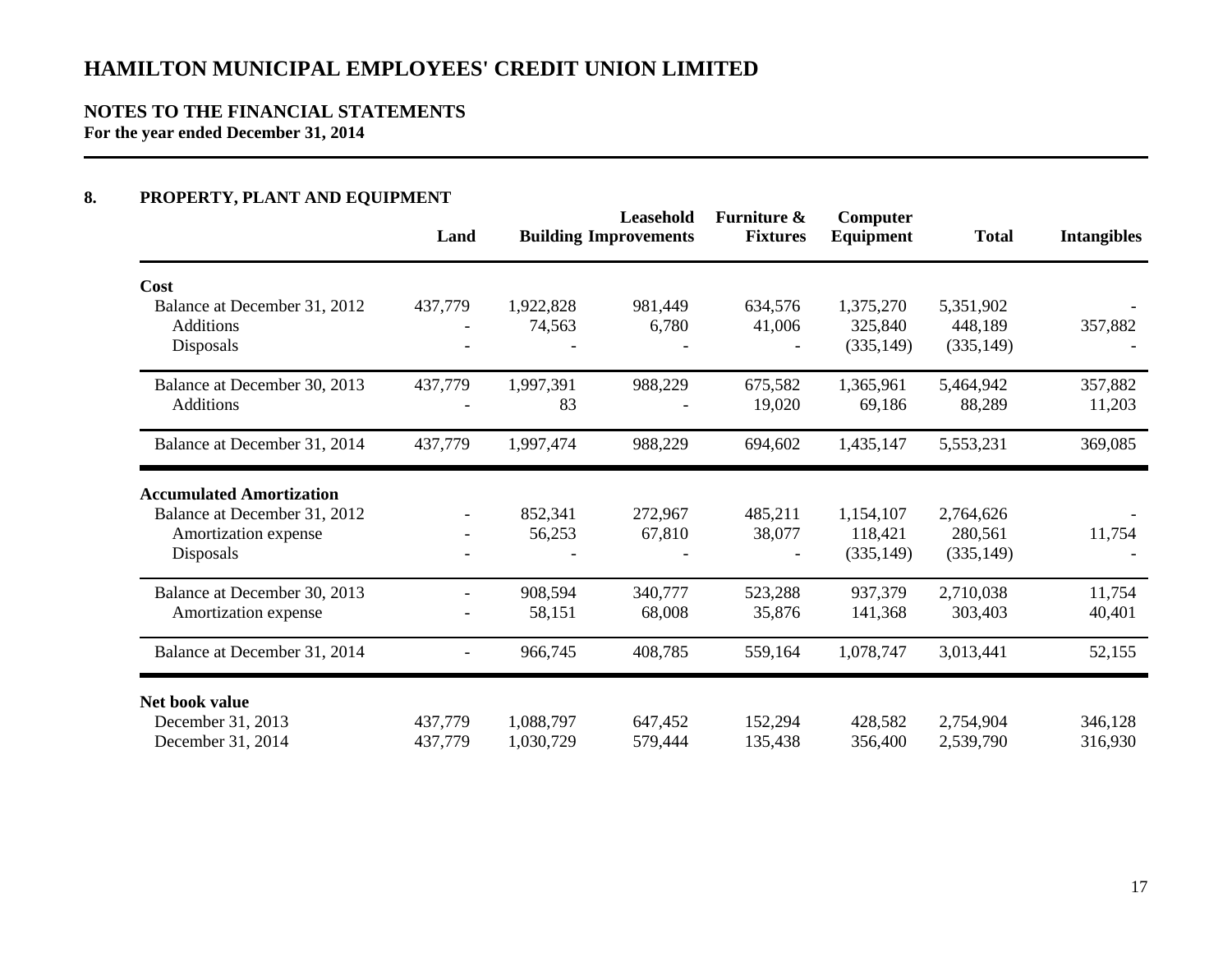# HAMILTON MUNICIPAL EMPLOYEES' CREDIT UNION LIMITED

## NOTES TO THE FINANCIAL STATEMENTS

**For the year ended December 31, 2014**

### 8. PROPERTY, PLANT AND EQUIPMENT

| | Land | Building | Leasehold Improvements | Furniture & Fixtures | Computer Equipment | Total | Intangibles |
|---|---|---|---|---|---|---|---|
| **Cost** | | | | | | | |
| Balance at December 31, 2012 | 437,779 | 1,922,828 | 981,449 | 634,576 | 1,375,270 | 5,351,902 | - |
| Additions | - | 74,563 | 6,780 | 41,006 | 325,840 | 448,189 | 357,882 |
| Disposals | - | - | - | - | (335,149) | (335,149) | - |
| Balance at December 30, 2013 | 437,779 | 1,997,391 | 988,229 | 675,582 | 1,365,961 | 5,464,942 | 357,882 |
| Additions | - | 83 | - | 19,020 | 69,186 | 88,289 | 11,203 |
| Balance at December 31, 2014 | 437,779 | 1,997,474 | 988,229 | 694,602 | 1,435,147 | 5,553,231 | 369,085 |
| **Accumulated Amortization** | | | | | | | |
| Balance at December 31, 2012 | - | 852,341 | 272,967 | 485,211 | 1,154,107 | 2,764,626 | - |
| Amortization expense | - | 56,253 | 67,810 | 38,077 | 118,421 | 280,561 | 11,754 |
| Disposals | - | - | - | - | (335,149) | (335,149) | - |
| Balance at December 30, 2013 | - | 908,594 | 340,777 | 523,288 | 937,379 | 2,710,038 | 11,754 |
| Amortization expense | - | 58,151 | 68,008 | 35,876 | 141,368 | 303,403 | 40,401 |
| Balance at December 31, 2014 | - | 966,745 | 408,785 | 559,164 | 1,078,747 | 3,013,441 | 52,155 |
| **Net book value** | | | | | | | |
| December 31, 2013 | 437,779 | 1,088,797 | 647,452 | 152,294 | 428,582 | 2,754,904 | 346,128 |
| December 31, 2014 | 437,779 | 1,030,729 | 579,444 | 135,438 | 356,400 | 2,539,790 | 316,930 |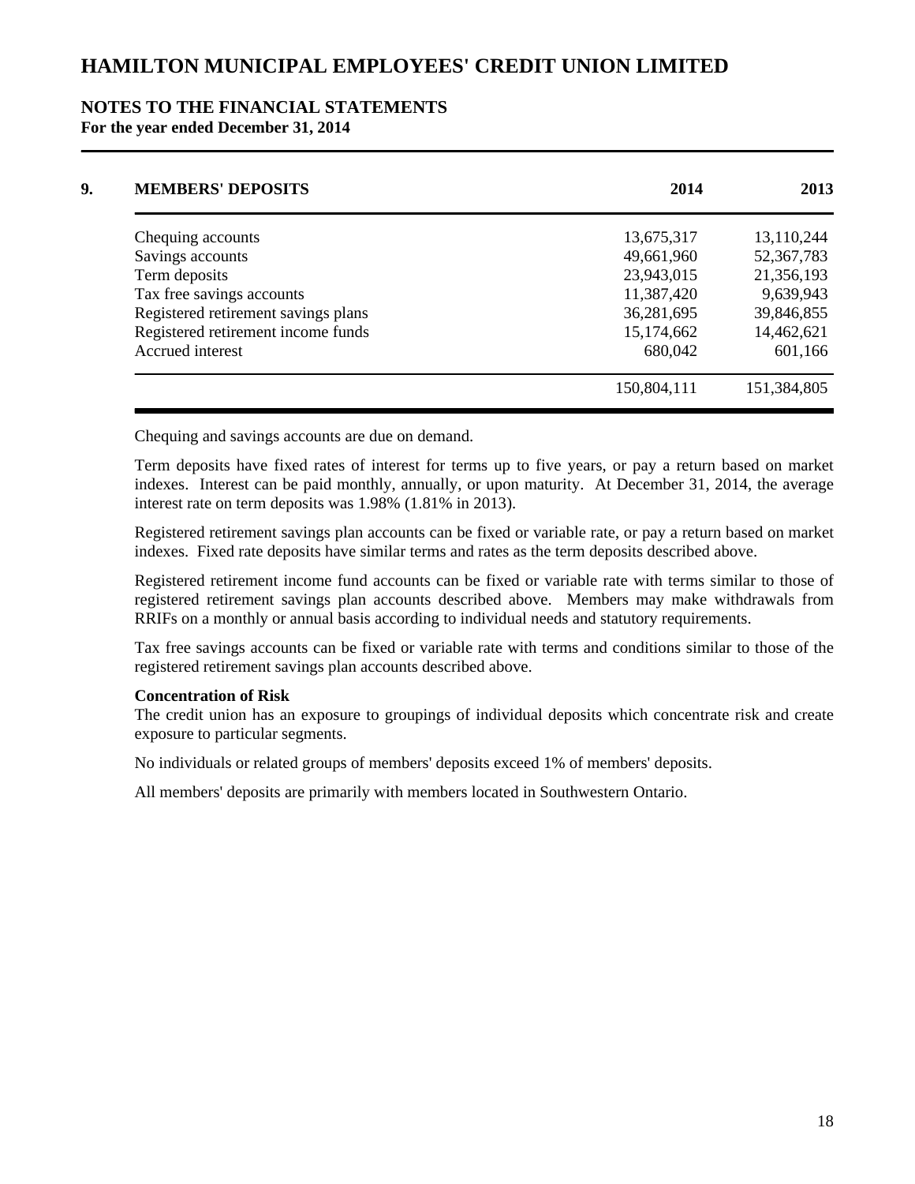# HAMILTON MUNICIPAL EMPLOYEES' CREDIT UNION LIMITED

## NOTES TO THE FINANCIAL STATEMENTS

**For the year ended December 31, 2014**

| 9. MEMBERS' DEPOSITS | 2014 | 2013 |
|---|---|---|
| Chequing accounts | 13,675,317 | 13,110,244 |
| Savings accounts | 49,661,960 | 52,367,783 |
| Term deposits | 23,943,015 | 21,356,193 |
| Tax free savings accounts | 11,387,420 | 9,639,943 |
| Registered retirement savings plans | 36,281,695 | 39,846,855 |
| Registered retirement income funds | 15,174,662 | 14,462,621 |
| Accrued interest | 680,042 | 601,166 |
| | 150,804,111 | 151,384,805 |

Chequing and savings accounts are due on demand.

Term deposits have fixed rates of interest for terms up to five years, or pay a return based on market indexes. Interest can be paid monthly, annually, or upon maturity. At December 31, 2014, the average interest rate on term deposits was 1.98% (1.81% in 2013).

Registered retirement savings plan accounts can be fixed or variable rate, or pay a return based on market indexes. Fixed rate deposits have similar terms and rates as the term deposits described above.

Registered retirement income fund accounts can be fixed or variable rate with terms similar to those of registered retirement savings plan accounts described above. Members may make withdrawals from RRIFs on a monthly or annual basis according to individual needs and statutory requirements.

Tax free savings accounts can be fixed or variable rate with terms and conditions similar to those of the registered retirement savings plan accounts described above.

**Concentration of Risk**

The credit union has an exposure to groupings of individual deposits which concentrate risk and create exposure to particular segments.

No individuals or related groups of members' deposits exceed 1% of members' deposits.

All members' deposits are primarily with members located in Southwestern Ontario.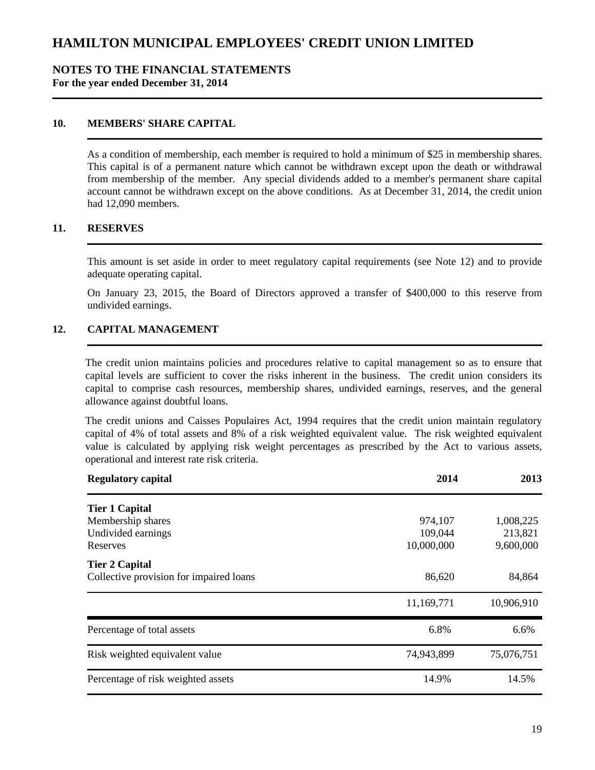# HAMILTON MUNICIPAL EMPLOYEES' CREDIT UNION LIMITED

## NOTES TO THE FINANCIAL STATEMENTS
**For the year ended December 31, 2014**

### 10. MEMBERS' SHARE CAPITAL

As a condition of membership, each member is required to hold a minimum of $25 in membership shares. This capital is of a permanent nature which cannot be withdrawn except upon the death or withdrawal from membership of the member. Any special dividends added to a member's permanent share capital account cannot be withdrawn except on the above conditions. As at December 31, 2014, the credit union had 12,090 members.

### 11. RESERVES

This amount is set aside in order to meet regulatory capital requirements (see Note 12) and to provide adequate operating capital.

On January 23, 2015, the Board of Directors approved a transfer of $400,000 to this reserve from undivided earnings.

### 12. CAPITAL MANAGEMENT

The credit union maintains policies and procedures relative to capital management so as to ensure that capital levels are sufficient to cover the risks inherent in the business. The credit union considers its capital to comprise cash resources, membership shares, undivided earnings, reserves, and the general allowance against doubtful loans.

The credit unions and Caisses Populaires Act, 1994 requires that the credit union maintain regulatory capital of 4% of total assets and 8% of a risk weighted equivalent value. The risk weighted equivalent value is calculated by applying risk weight percentages as prescribed by the Act to various assets, operational and interest rate risk criteria.

| **Regulatory capital** | **2014** | **2013** |
|---|---|---|
| **Tier 1 Capital** | | |
| Membership shares | 974,107 | 1,008,225 |
| Undivided earnings | 109,044 | 213,821 |
| Reserves | 10,000,000 | 9,600,000 |
| **Tier 2 Capital** | | |
| Collective provision for impaired loans | 86,620 | 84,864 |
| | 11,169,771 | 10,906,910 |
| Percentage of total assets | 6.8% | 6.6% |
| Risk weighted equivalent value | 74,943,899 | 75,076,751 |
| Percentage of risk weighted assets | 14.9% | 14.5% |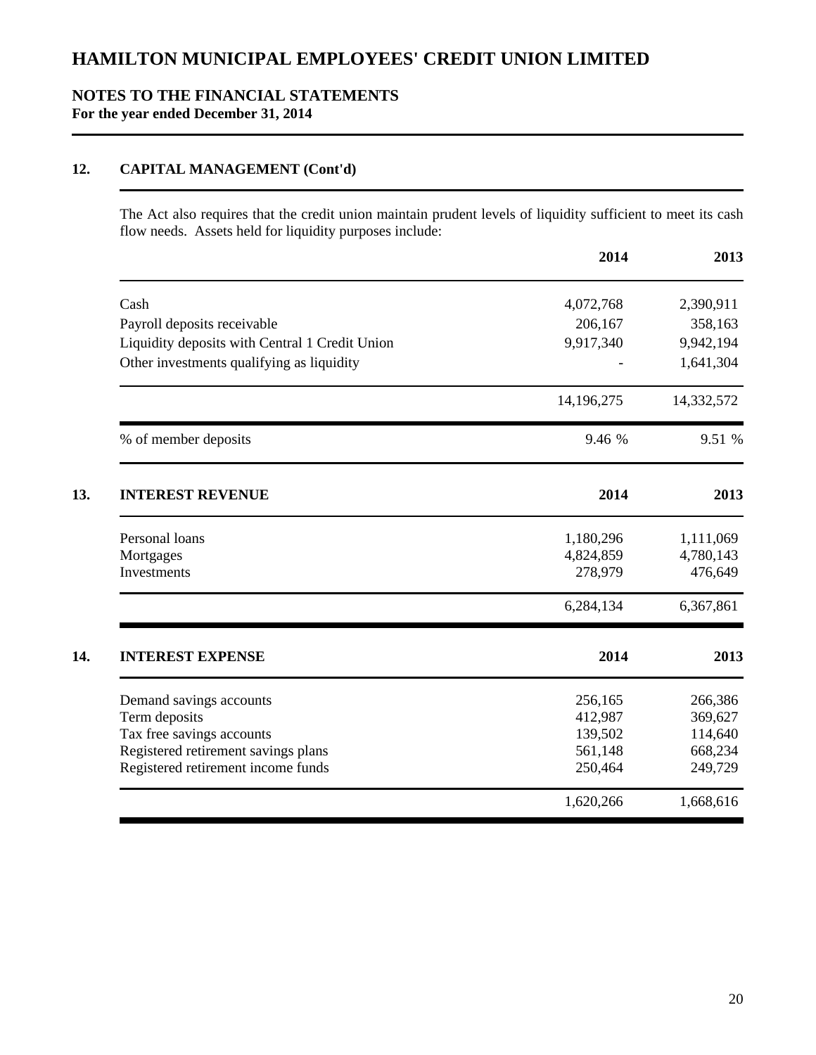# HAMILTON MUNICIPAL EMPLOYEES' CREDIT UNION LIMITED

## NOTES TO THE FINANCIAL STATEMENTS
**For the year ended December 31, 2014**

### 12. CAPITAL MANAGEMENT (Cont'd)

The Act also requires that the credit union maintain prudent levels of liquidity sufficient to meet its cash flow needs. Assets held for liquidity purposes include:

| | 2014 | 2013 |
|---|---|---|
| Cash | 4,072,768 | 2,390,911 |
| Payroll deposits receivable | 206,167 | 358,163 |
| Liquidity deposits with Central 1 Credit Union | 9,917,340 | 9,942,194 |
| Other investments qualifying as liquidity | - | 1,641,304 |
| | 14,196,275 | 14,332,572 |
| % of member deposits | 9.46 % | 9.51 % |

### 13. INTEREST REVENUE

| | 2014 | 2013 |
|---|---|---|
| Personal loans | 1,180,296 | 1,111,069 |
| Mortgages | 4,824,859 | 4,780,143 |
| Investments | 278,979 | 476,649 |
| | 6,284,134 | 6,367,861 |

### 14. INTEREST EXPENSE

| | 2014 | 2013 |
|---|---|---|
| Demand savings accounts | 256,165 | 266,386 |
| Term deposits | 412,987 | 369,627 |
| Tax free savings accounts | 139,502 | 114,640 |
| Registered retirement savings plans | 561,148 | 668,234 |
| Registered retirement income funds | 250,464 | 249,729 |
| | 1,620,266 | 1,668,616 |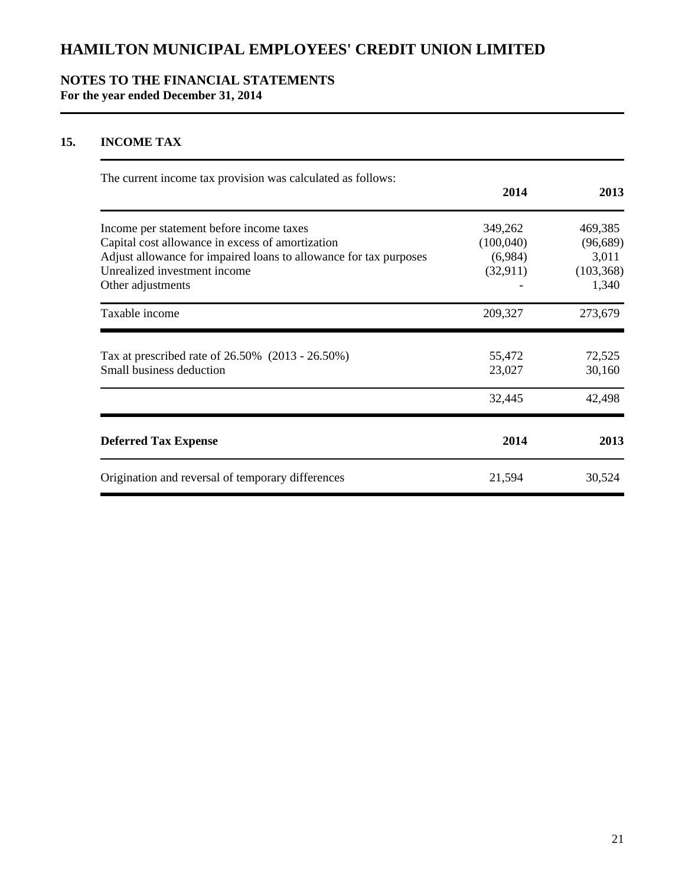# HAMILTON MUNICIPAL EMPLOYEES' CREDIT UNION LIMITED

## NOTES TO THE FINANCIAL STATEMENTS
**For the year ended December 31, 2014**

### 15. INCOME TAX

The current income tax provision was calculated as follows:

| | 2014 | 2013 |
|---|---|---|
| Income per statement before income taxes | 349,262 | 469,385 |
| Capital cost allowance in excess of amortization | (100,040) | (96,689) |
| Adjust allowance for impaired loans to allowance for tax purposes | (6,984) | 3,011 |
| Unrealized investment income | (32,911) | (103,368) |
| Other adjustments | - | 1,340 |
| Taxable income | 209,327 | 273,679 |
| Tax at prescribed rate of 26.50% (2013 - 26.50%) | 55,472 | 72,525 |
| Small business deduction | 23,027 | 30,160 |
| | 32,445 | 42,498 |

| **Deferred Tax Expense** | **2014** | **2013** |
|---|---|---|
| Origination and reversal of temporary differences | 21,594 | 30,524 |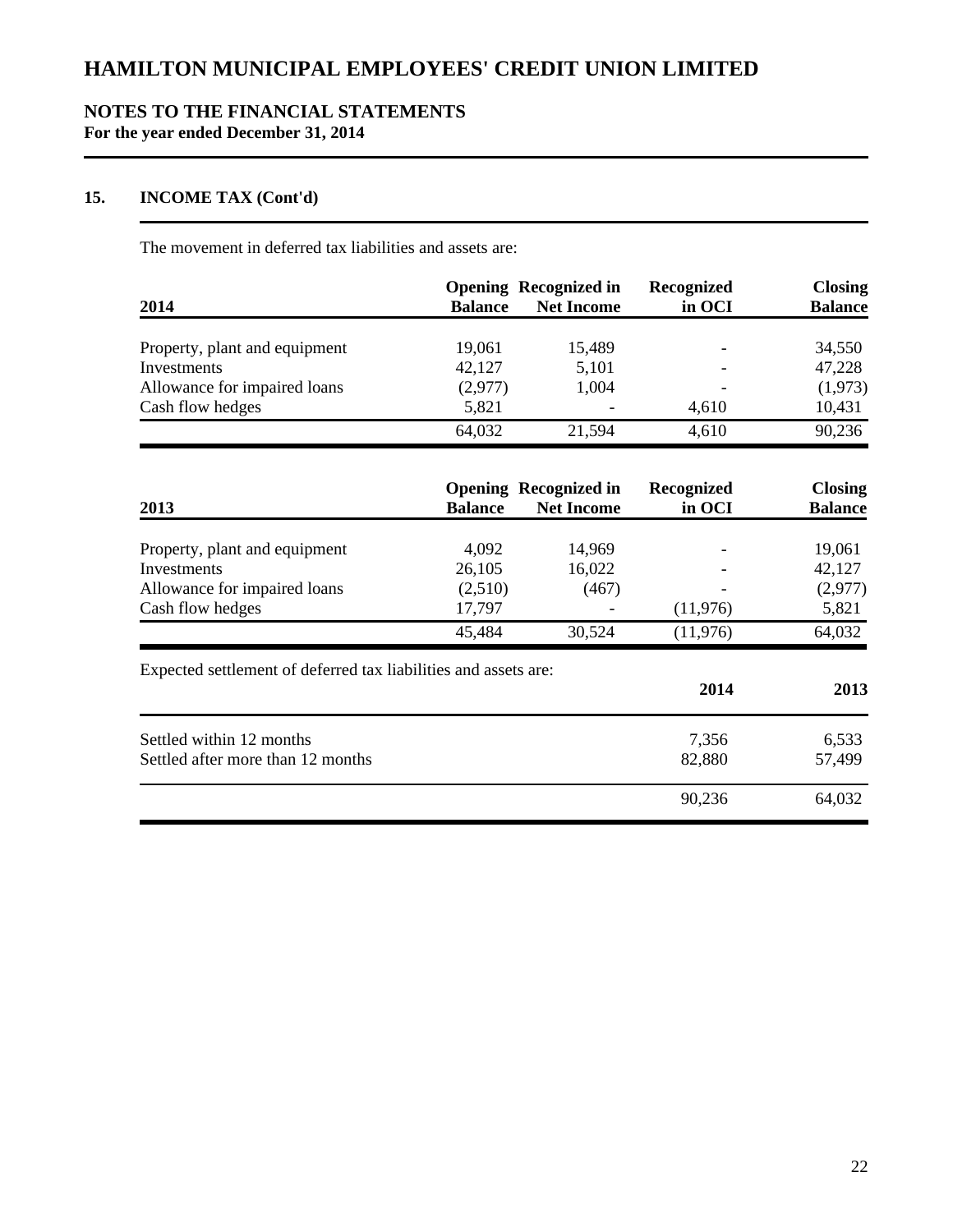# HAMILTON MUNICIPAL EMPLOYEES' CREDIT UNION LIMITED

## NOTES TO THE FINANCIAL STATEMENTS
**For the year ended December 31, 2014**

### 15. INCOME TAX (Cont'd)

The movement in deferred tax liabilities and assets are:

| 2014 | Opening Balance | Recognized in Net Income | Recognized in OCI | Closing Balance |
|---|---|---|---|---|
| Property, plant and equipment | 19,061 | 15,489 | - | 34,550 |
| Investments | 42,127 | 5,101 | - | 47,228 |
| Allowance for impaired loans | (2,977) | 1,004 | - | (1,973) |
| Cash flow hedges | 5,821 | - | 4,610 | 10,431 |
| | 64,032 | 21,594 | 4,610 | 90,236 |

| 2013 | Opening Balance | Recognized in Net Income | Recognized in OCI | Closing Balance |
|---|---|---|---|---|
| Property, plant and equipment | 4,092 | 14,969 | - | 19,061 |
| Investments | 26,105 | 16,022 | - | 42,127 |
| Allowance for impaired loans | (2,510) | (467) | - | (2,977) |
| Cash flow hedges | 17,797 | - | (11,976) | 5,821 |
| | 45,484 | 30,524 | (11,976) | 64,032 |

Expected settlement of deferred tax liabilities and assets are:

| | 2014 | 2013 |
|---|---|---|
| Settled within 12 months | 7,356 | 6,533 |
| Settled after more than 12 months | 82,880 | 57,499 |
| | 90,236 | 64,032 |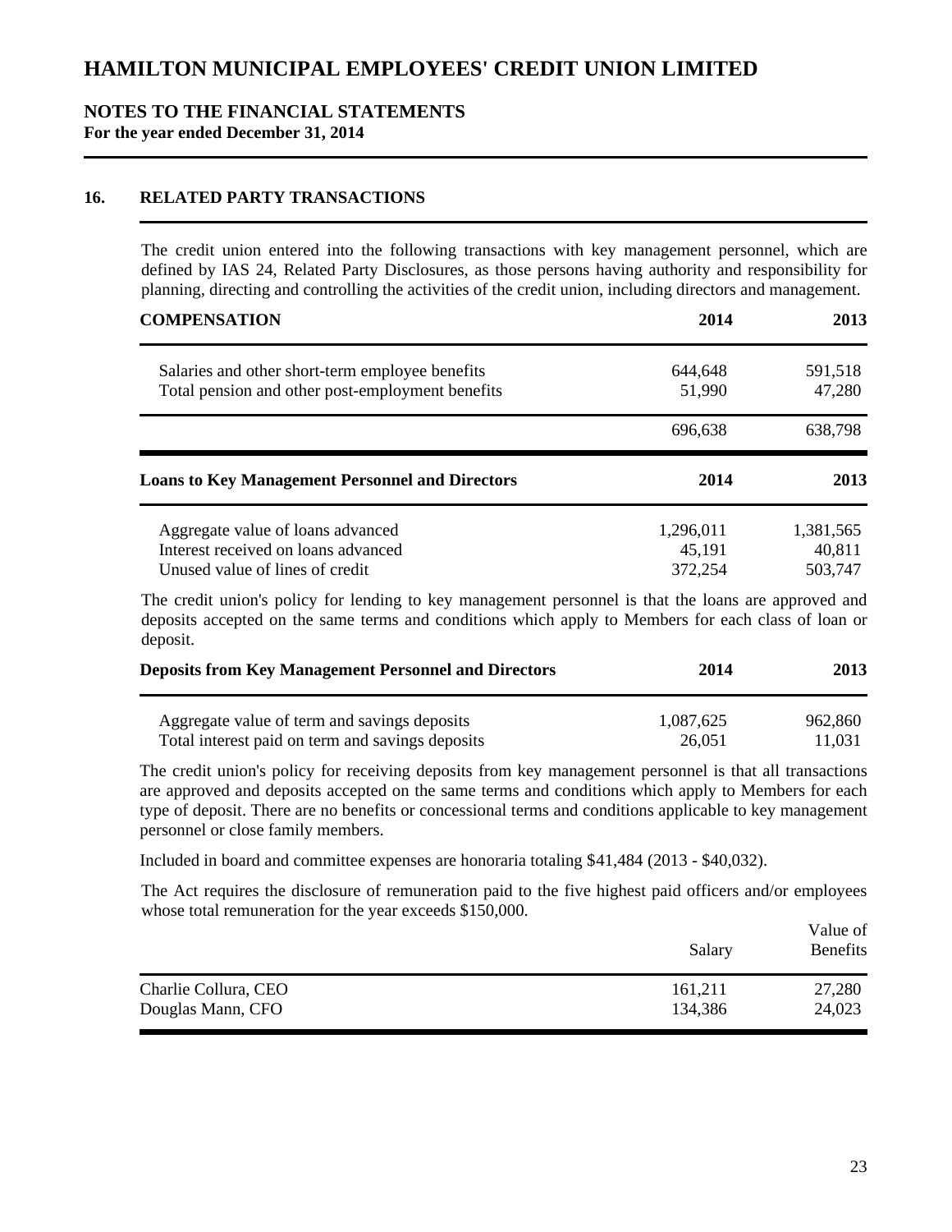# HAMILTON MUNICIPAL EMPLOYEES' CREDIT UNION LIMITED

## NOTES TO THE FINANCIAL STATEMENTS
**For the year ended December 31, 2014**

### 16. RELATED PARTY TRANSACTIONS

The credit union entered into the following transactions with key management personnel, which are defined by IAS 24, Related Party Disclosures, as those persons having authority and responsibility for planning, directing and controlling the activities of the credit union, including directors and management.

| COMPENSATION | 2014 | 2013 |
|---|---|---|
| Salaries and other short-term employee benefits | 644,648 | 591,518 |
| Total pension and other post-employment benefits | 51,990 | 47,280 |
| | 696,638 | 638,798 |

| Loans to Key Management Personnel and Directors | 2014 | 2013 |
|---|---|---|
| Aggregate value of loans advanced | 1,296,011 | 1,381,565 |
| Interest received on loans advanced | 45,191 | 40,811 |
| Unused value of lines of credit | 372,254 | 503,747 |

The credit union's policy for lending to key management personnel is that the loans are approved and deposits accepted on the same terms and conditions which apply to Members for each class of loan or deposit.

| Deposits from Key Management Personnel and Directors | 2014 | 2013 |
|---|---|---|
| Aggregate value of term and savings deposits | 1,087,625 | 962,860 |
| Total interest paid on term and savings deposits | 26,051 | 11,031 |

The credit union's policy for receiving deposits from key management personnel is that all transactions are approved and deposits accepted on the same terms and conditions which apply to Members for each type of deposit. There are no benefits or concessional terms and conditions applicable to key management personnel or close family members.

Included in board and committee expenses are honoraria totaling $41,484 (2013 - $40,032).

The Act requires the disclosure of remuneration paid to the five highest paid officers and/or employees whose total remuneration for the year exceeds $150,000.

| | Salary | Value of Benefits |
|---|---|---|
| Charlie Collura, CEO | 161,211 | 27,280 |
| Douglas Mann, CFO | 134,386 | 24,023 |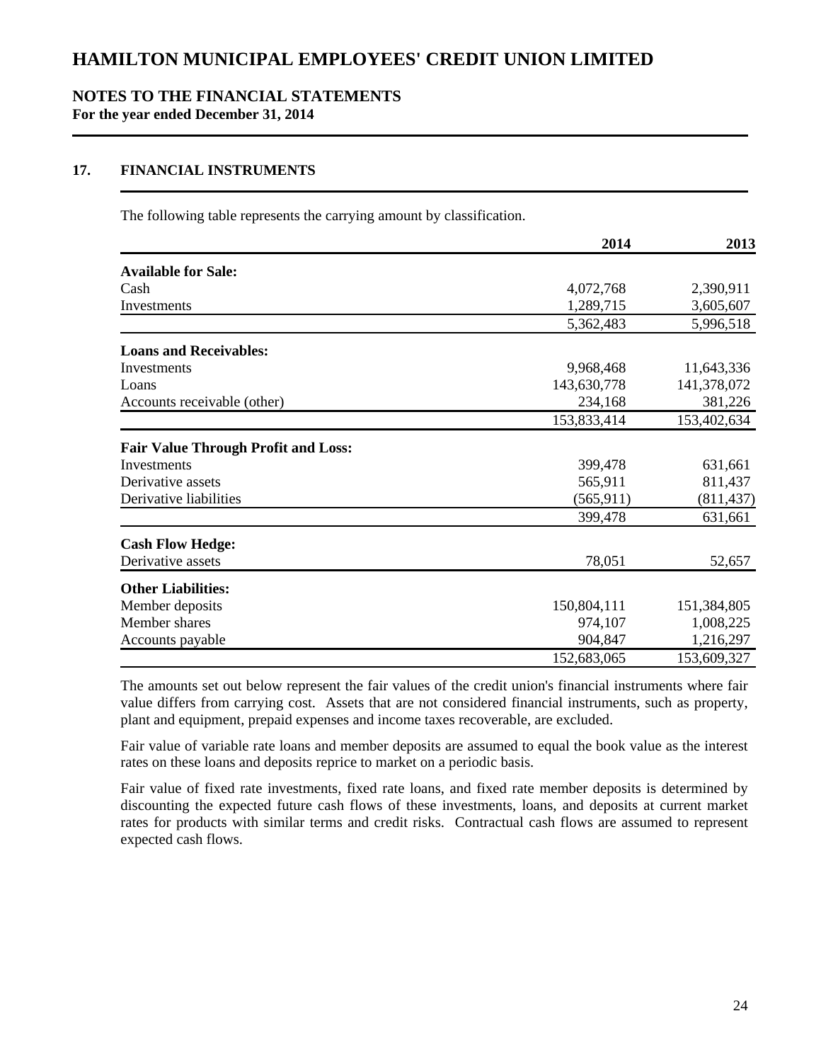# HAMILTON MUNICIPAL EMPLOYEES' CREDIT UNION LIMITED

## NOTES TO THE FINANCIAL STATEMENTS

**For the year ended December 31, 2014**

### 17. FINANCIAL INSTRUMENTS

The following table represents the carrying amount by classification.

| | 2014 | 2013 |
|---|---|---|
| **Available for Sale:** | | |
| Cash | 4,072,768 | 2,390,911 |
| Investments | 1,289,715 | 3,605,607 |
| | 5,362,483 | 5,996,518 |
| **Loans and Receivables:** | | |
| Investments | 9,968,468 | 11,643,336 |
| Loans | 143,630,778 | 141,378,072 |
| Accounts receivable (other) | 234,168 | 381,226 |
| | 153,833,414 | 153,402,634 |
| **Fair Value Through Profit and Loss:** | | |
| Investments | 399,478 | 631,661 |
| Derivative assets | 565,911 | 811,437 |
| Derivative liabilities | (565,911) | (811,437) |
| | 399,478 | 631,661 |
| **Cash Flow Hedge:** | | |
| Derivative assets | 78,051 | 52,657 |
| **Other Liabilities:** | | |
| Member deposits | 150,804,111 | 151,384,805 |
| Member shares | 974,107 | 1,008,225 |
| Accounts payable | 904,847 | 1,216,297 |
| | 152,683,065 | 153,609,327 |

The amounts set out below represent the fair values of the credit union's financial instruments where fair value differs from carrying cost. Assets that are not considered financial instruments, such as property, plant and equipment, prepaid expenses and income taxes recoverable, are excluded.

Fair value of variable rate loans and member deposits are assumed to equal the book value as the interest rates on these loans and deposits reprice to market on a periodic basis.

Fair value of fixed rate investments, fixed rate loans, and fixed rate member deposits is determined by discounting the expected future cash flows of these investments, loans, and deposits at current market rates for products with similar terms and credit risks. Contractual cash flows are assumed to represent expected cash flows.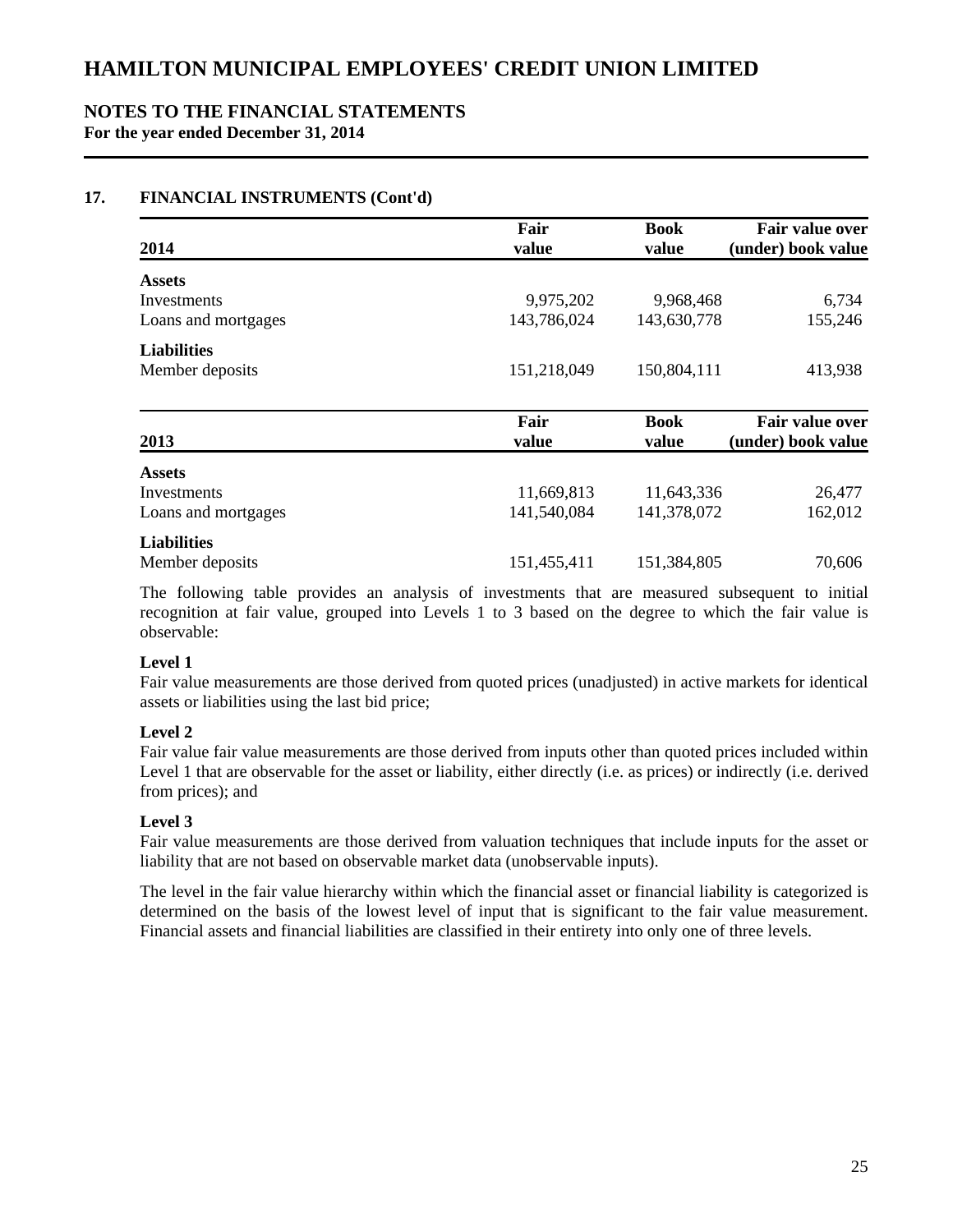# HAMILTON MUNICIPAL EMPLOYEES' CREDIT UNION LIMITED

## NOTES TO THE FINANCIAL STATEMENTS
**For the year ended December 31, 2014**

### 17. FINANCIAL INSTRUMENTS (Cont'd)

| 2014 | Fair value | Book value | Fair value over (under) book value |
|---|---|---|---|
| **Assets** | | | |
| Investments | 9,975,202 | 9,968,468 | 6,734 |
| Loans and mortgages | 143,786,024 | 143,630,778 | 155,246 |
| **Liabilities** | | | |
| Member deposits | 151,218,049 | 150,804,111 | 413,938 |

| 2013 | Fair value | Book value | Fair value over (under) book value |
|---|---|---|---|
| **Assets** | | | |
| Investments | 11,669,813 | 11,643,336 | 26,477 |
| Loans and mortgages | 141,540,084 | 141,378,072 | 162,012 |
| **Liabilities** | | | |
| Member deposits | 151,455,411 | 151,384,805 | 70,606 |

The following table provides an analysis of investments that are measured subsequent to initial recognition at fair value, grouped into Levels 1 to 3 based on the degree to which the fair value is observable:

**Level 1**
Fair value measurements are those derived from quoted prices (unadjusted) in active markets for identical assets or liabilities using the last bid price;

**Level 2**
Fair value fair value measurements are those derived from inputs other than quoted prices included within Level 1 that are observable for the asset or liability, either directly (i.e. as prices) or indirectly (i.e. derived from prices); and

**Level 3**
Fair value measurements are those derived from valuation techniques that include inputs for the asset or liability that are not based on observable market data (unobservable inputs).

The level in the fair value hierarchy within which the financial asset or financial liability is categorized is determined on the basis of the lowest level of input that is significant to the fair value measurement. Financial assets and financial liabilities are classified in their entirety into only one of three levels.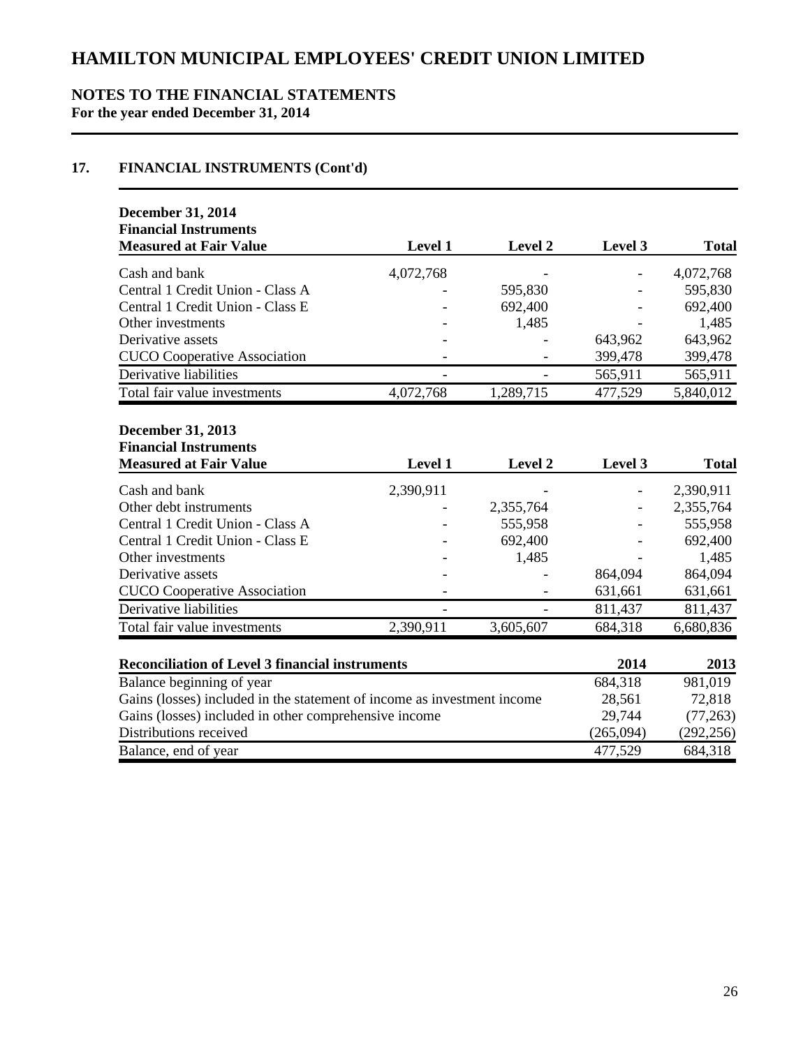# HAMILTON MUNICIPAL EMPLOYEES' CREDIT UNION LIMITED

## NOTES TO THE FINANCIAL STATEMENTS

**For the year ended December 31, 2014**

## 17. FINANCIAL INSTRUMENTS (Cont'd)

| December 31, 2014<br>Financial Instruments<br>Measured at Fair Value | Level 1 | Level 2 | Level 3 | Total |
|---|---|---|---|---|
| Cash and bank | 4,072,768 | - | - | 4,072,768 |
| Central 1 Credit Union - Class A | - | 595,830 | - | 595,830 |
| Central 1 Credit Union - Class E | - | 692,400 | - | 692,400 |
| Other investments | - | 1,485 | - | 1,485 |
| Derivative assets | - | - | 643,962 | 643,962 |
| CUCO Cooperative Association | - | - | 399,478 | 399,478 |
| Derivative liabilities | - | - | 565,911 | 565,911 |
| Total fair value investments | 4,072,768 | 1,289,715 | 477,529 | 5,840,012 |

| December 31, 2013<br>Financial Instruments<br>Measured at Fair Value | Level 1 | Level 2 | Level 3 | Total |
|---|---|---|---|---|
| Cash and bank | 2,390,911 | - | - | 2,390,911 |
| Other debt instruments | - | 2,355,764 | - | 2,355,764 |
| Central 1 Credit Union - Class A | - | 555,958 | - | 555,958 |
| Central 1 Credit Union - Class E | - | 692,400 | - | 692,400 |
| Other investments | - | 1,485 | - | 1,485 |
| Derivative assets | - | - | 864,094 | 864,094 |
| CUCO Cooperative Association | - | - | 631,661 | 631,661 |
| Derivative liabilities | - | - | 811,437 | 811,437 |
| Total fair value investments | 2,390,911 | 3,605,607 | 684,318 | 6,680,836 |

| Reconciliation of Level 3 financial instruments | 2014 | 2013 |
|---|---|---|
| Balance beginning of year | 684,318 | 981,019 |
| Gains (losses) included in the statement of income as investment income | 28,561 | 72,818 |
| Gains (losses) included in other comprehensive income | 29,744 | (77,263) |
| Distributions received | (265,094) | (292,256) |
| Balance, end of year | 477,529 | 684,318 |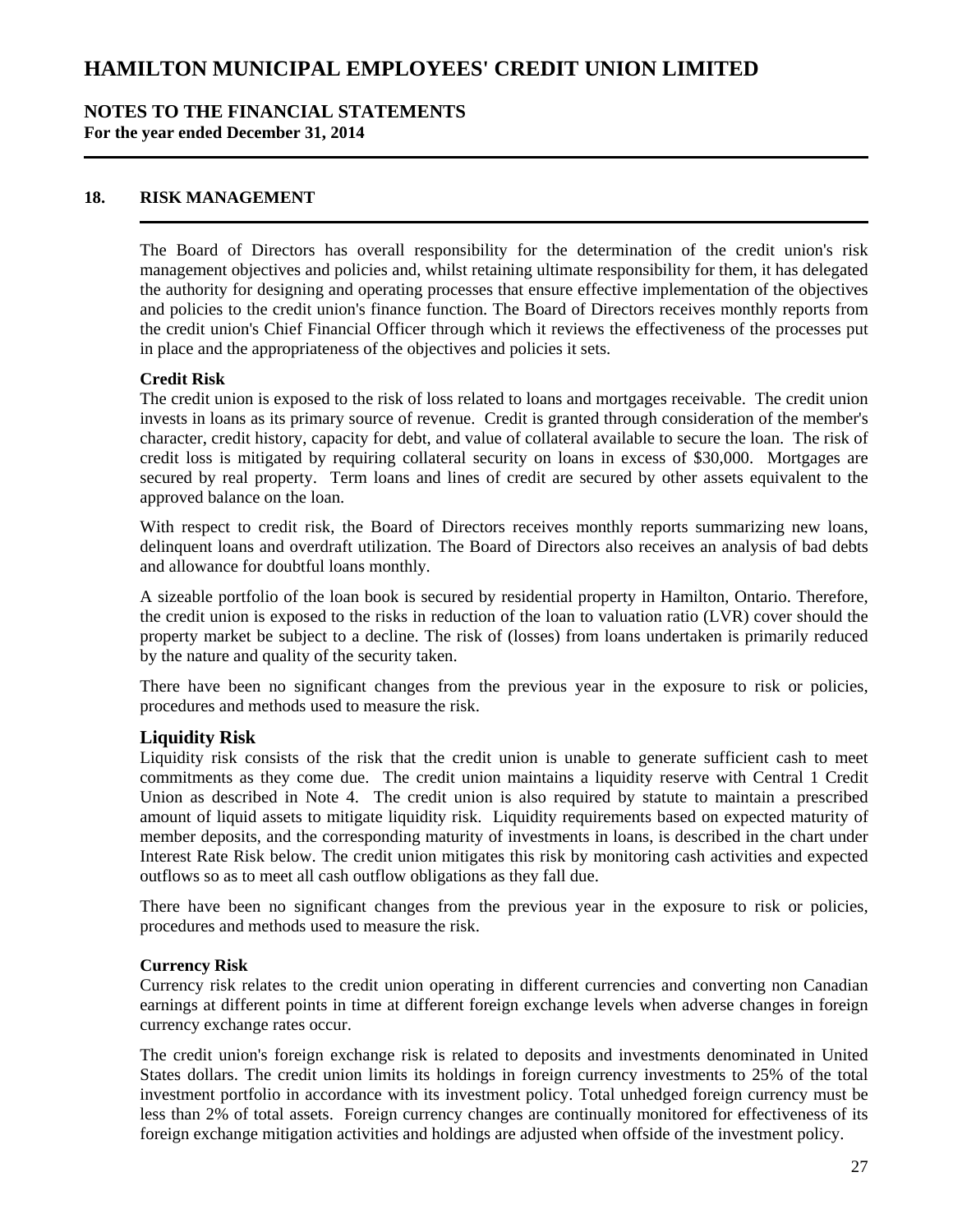# HAMILTON MUNICIPAL EMPLOYEES' CREDIT UNION LIMITED

## NOTES TO THE FINANCIAL STATEMENTS
**For the year ended December 31, 2014**

### 18. RISK MANAGEMENT

The Board of Directors has overall responsibility for the determination of the credit union's risk management objectives and policies and, whilst retaining ultimate responsibility for them, it has delegated the authority for designing and operating processes that ensure effective implementation of the objectives and policies to the credit union's finance function. The Board of Directors receives monthly reports from the credit union's Chief Financial Officer through which it reviews the effectiveness of the processes put in place and the appropriateness of the objectives and policies it sets.

**Credit Risk**

The credit union is exposed to the risk of loss related to loans and mortgages receivable. The credit union invests in loans as its primary source of revenue. Credit is granted through consideration of the member's character, credit history, capacity for debt, and value of collateral available to secure the loan. The risk of credit loss is mitigated by requiring collateral security on loans in excess of $30,000. Mortgages are secured by real property. Term loans and lines of credit are secured by other assets equivalent to the approved balance on the loan.

With respect to credit risk, the Board of Directors receives monthly reports summarizing new loans, delinquent loans and overdraft utilization. The Board of Directors also receives an analysis of bad debts and allowance for doubtful loans monthly.

A sizeable portfolio of the loan book is secured by residential property in Hamilton, Ontario. Therefore, the credit union is exposed to the risks in reduction of the loan to valuation ratio (LVR) cover should the property market be subject to a decline. The risk of (losses) from loans undertaken is primarily reduced by the nature and quality of the security taken.

There have been no significant changes from the previous year in the exposure to risk or policies, procedures and methods used to measure the risk.

**Liquidity Risk**

Liquidity risk consists of the risk that the credit union is unable to generate sufficient cash to meet commitments as they come due. The credit union maintains a liquidity reserve with Central 1 Credit Union as described in Note 4. The credit union is also required by statute to maintain a prescribed amount of liquid assets to mitigate liquidity risk. Liquidity requirements based on expected maturity of member deposits, and the corresponding maturity of investments in loans, is described in the chart under Interest Rate Risk below. The credit union mitigates this risk by monitoring cash activities and expected outflows so as to meet all cash outflow obligations as they fall due.

There have been no significant changes from the previous year in the exposure to risk or policies, procedures and methods used to measure the risk.

**Currency Risk**

Currency risk relates to the credit union operating in different currencies and converting non Canadian earnings at different points in time at different foreign exchange levels when adverse changes in foreign currency exchange rates occur.

The credit union's foreign exchange risk is related to deposits and investments denominated in United States dollars. The credit union limits its holdings in foreign currency investments to 25% of the total investment portfolio in accordance with its investment policy. Total unhedged foreign currency must be less than 2% of total assets. Foreign currency changes are continually monitored for effectiveness of its foreign exchange mitigation activities and holdings are adjusted when offside of the investment policy.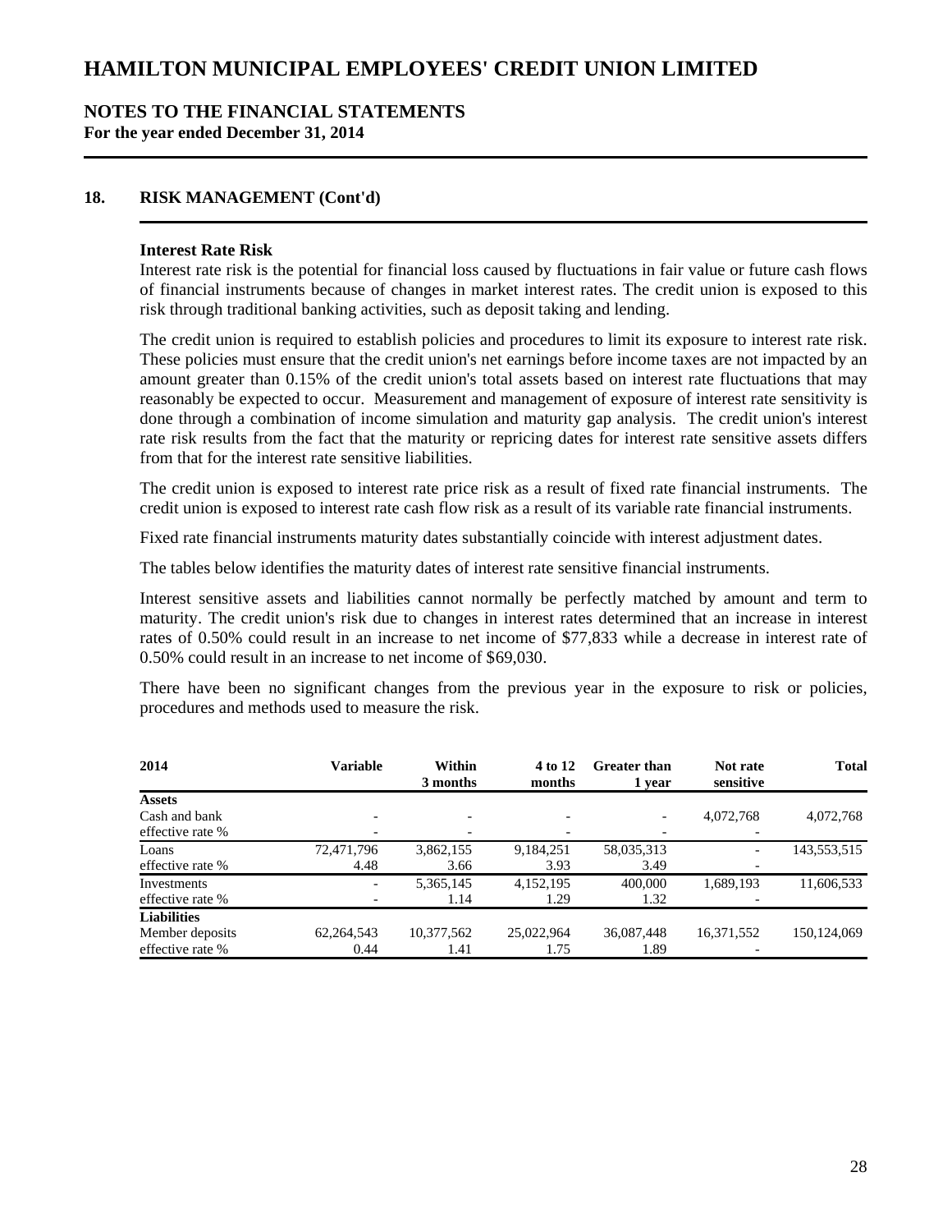# HAMILTON MUNICIPAL EMPLOYEES' CREDIT UNION LIMITED

## NOTES TO THE FINANCIAL STATEMENTS

**For the year ended December 31, 2014**

## 18. RISK MANAGEMENT (Cont'd)

### Interest Rate Risk

Interest rate risk is the potential for financial loss caused by fluctuations in fair value or future cash flows of financial instruments because of changes in market interest rates. The credit union is exposed to this risk through traditional banking activities, such as deposit taking and lending.

The credit union is required to establish policies and procedures to limit its exposure to interest rate risk. These policies must ensure that the credit union's net earnings before income taxes are not impacted by an amount greater than 0.15% of the credit union's total assets based on interest rate fluctuations that may reasonably be expected to occur. Measurement and management of exposure of interest rate sensitivity is done through a combination of income simulation and maturity gap analysis. The credit union's interest rate risk results from the fact that the maturity or repricing dates for interest rate sensitive assets differs from that for the interest rate sensitive liabilities.

The credit union is exposed to interest rate price risk as a result of fixed rate financial instruments. The credit union is exposed to interest rate cash flow risk as a result of its variable rate financial instruments.

Fixed rate financial instruments maturity dates substantially coincide with interest adjustment dates.

The tables below identifies the maturity dates of interest rate sensitive financial instruments.

Interest sensitive assets and liabilities cannot normally be perfectly matched by amount and term to maturity. The credit union's risk due to changes in interest rates determined that an increase in interest rates of 0.50% could result in an increase to net income of $77,833 while a decrease in interest rate of 0.50% could result in an increase to net income of $69,030.

There have been no significant changes from the previous year in the exposure to risk or policies, procedures and methods used to measure the risk.

| 2014 | Variable | Within 3 months | 4 to 12 months | Greater than 1 year | Not rate sensitive | Total |
|---|---|---|---|---|---|---|
| **Assets** | | | | | | |
| Cash and bank | - | - | - | - | 4,072,768 | 4,072,768 |
| effective rate % | - | - | - | - | - | |
| Loans | 72,471,796 | 3,862,155 | 9,184,251 | 58,035,313 | - | 143,553,515 |
| effective rate % | 4.48 | 3.66 | 3.93 | 3.49 | - | |
| Investments | - | 5,365,145 | 4,152,195 | 400,000 | 1,689,193 | 11,606,533 |
| effective rate % | - | 1.14 | 1.29 | 1.32 | - | |
| **Liabilities** | | | | | | |
| Member deposits | 62,264,543 | 10,377,562 | 25,022,964 | 36,087,448 | 16,371,552 | 150,124,069 |
| effective rate % | 0.44 | 1.41 | 1.75 | 1.89 | - | |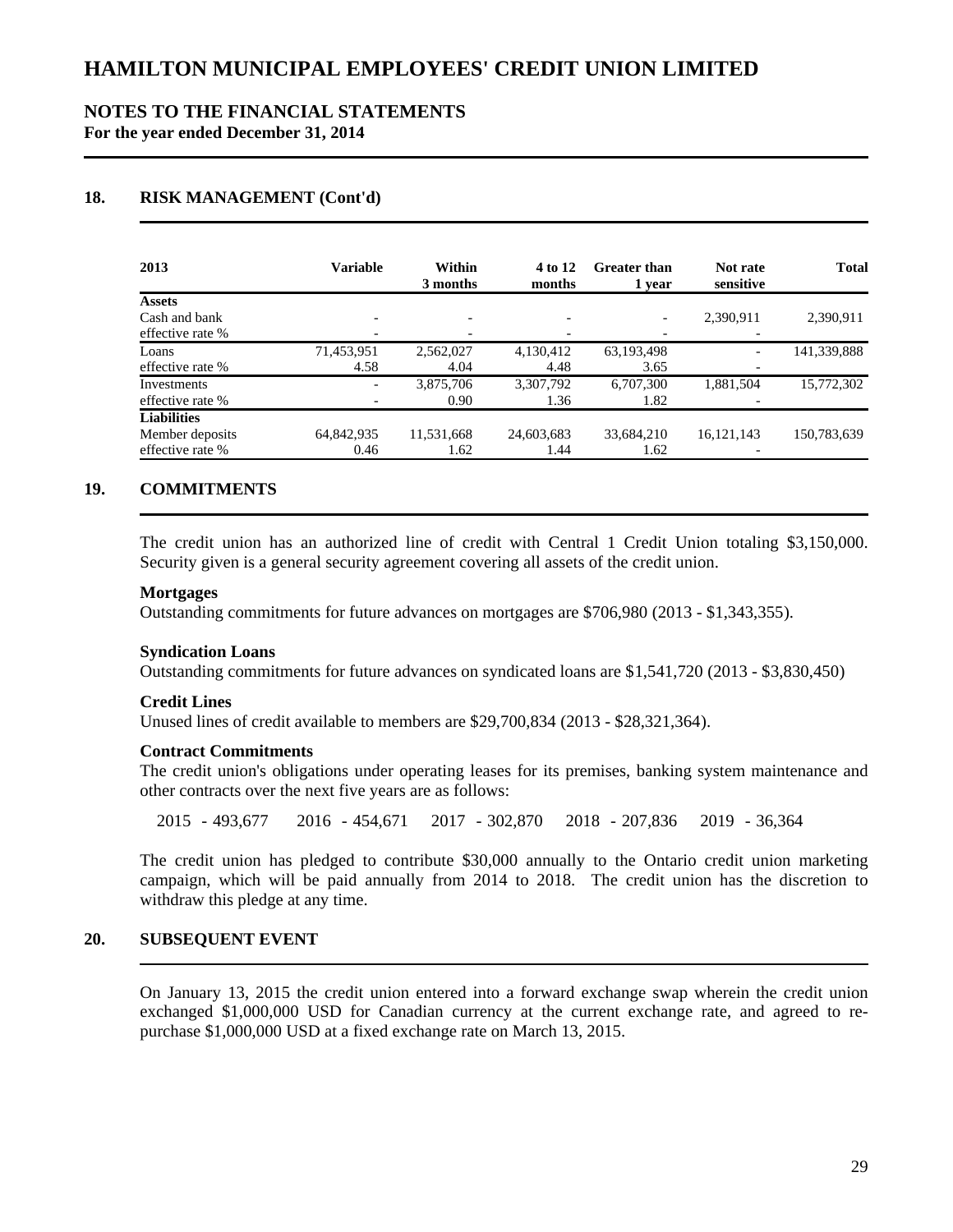# HAMILTON MUNICIPAL EMPLOYEES' CREDIT UNION LIMITED

## NOTES TO THE FINANCIAL STATEMENTS

**For the year ended December 31, 2014**

## 18. RISK MANAGEMENT (Cont'd)

| 2013 | Variable | Within 3 months | 4 to 12 months | Greater than 1 year | Not rate sensitive | Total |
|---|---|---|---|---|---|---|
| **Assets** | | | | | | |
| Cash and bank | - | - | - | - | 2,390,911 | 2,390,911 |
| effective rate % | - | - | - | - | - | |
| Loans | 71,453,951 | 2,562,027 | 4,130,412 | 63,193,498 | - | 141,339,888 |
| effective rate % | 4.58 | 4.04 | 4.48 | 3.65 | - | |
| Investments | - | 3,875,706 | 3,307,792 | 6,707,300 | 1,881,504 | 15,772,302 |
| effective rate % | - | 0.90 | 1.36 | 1.82 | - | |
| **Liabilities** | | | | | | |
| Member deposits | 64,842,935 | 11,531,668 | 24,603,683 | 33,684,210 | 16,121,143 | 150,783,639 |
| effective rate % | 0.46 | 1.62 | 1.44 | 1.62 | - | |

## 19. COMMITMENTS

The credit union has an authorized line of credit with Central 1 Credit Union totaling $3,150,000. Security given is a general security agreement covering all assets of the credit union.

**Mortgages**
Outstanding commitments for future advances on mortgages are $706,980 (2013 - $1,343,355).

**Syndication Loans**
Outstanding commitments for future advances on syndicated loans are $1,541,720 (2013 - $3,830,450)

**Credit Lines**
Unused lines of credit available to members are $29,700,834 (2013 - $28,321,364).

**Contract Commitments**
The credit union's obligations under operating leases for its premises, banking system maintenance and other contracts over the next five years are as follows:

2015 - 493,677 2016 - 454,671 2017 - 302,870 2018 - 207,836 2019 - 36,364

The credit union has pledged to contribute $30,000 annually to the Ontario credit union marketing campaign, which will be paid annually from 2014 to 2018. The credit union has the discretion to withdraw this pledge at any time.

## 20. SUBSEQUENT EVENT

On January 13, 2015 the credit union entered into a forward exchange swap wherein the credit union exchanged $1,000,000 USD for Canadian currency at the current exchange rate, and agreed to re-purchase $1,000,000 USD at a fixed exchange rate on March 13, 2015.